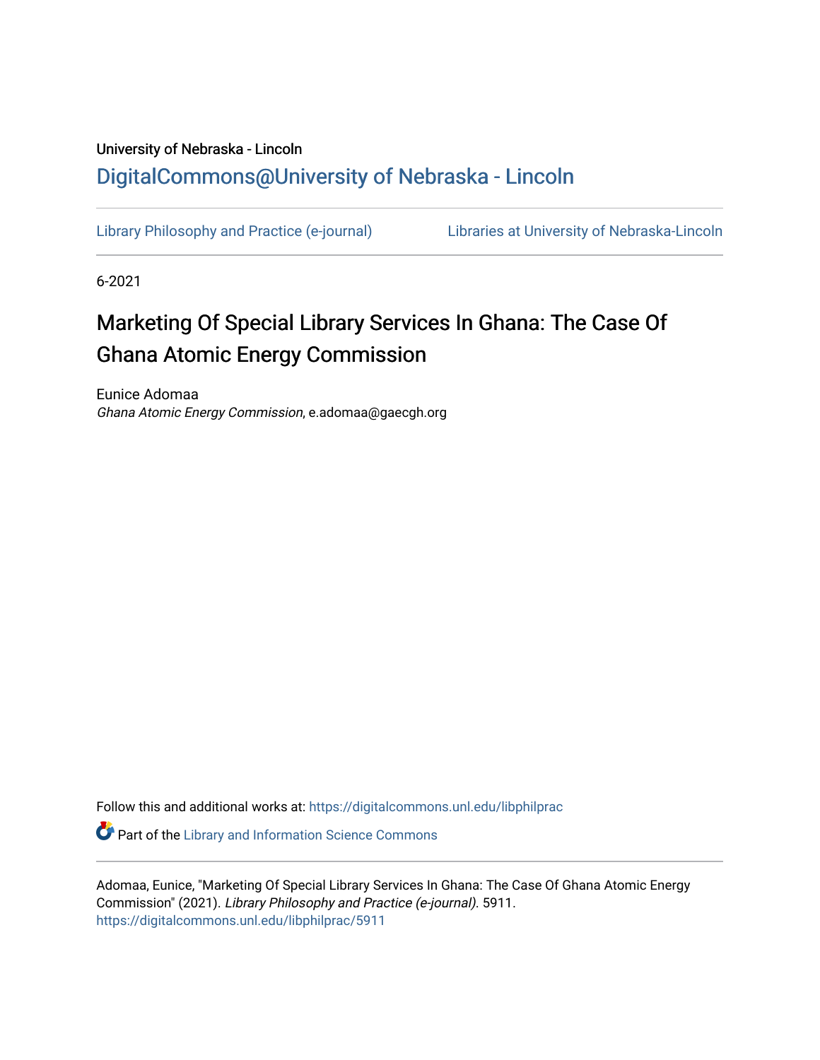University of Nebraska - Lincoln

DigitalCommons@University of Nebraska - Lincoln

Library Philosophy and Practice (e-journal) Libraries at University of Nebraska-Lincoln

6-2021

# Marketing Of Special Library Services In Ghana: The Case Of Ghana Atomic Energy Commission

Eunice Adomaa
*Ghana Atomic Energy Commission*, e.adomaa@gaecgh.org

Follow this and additional works at: https://digitalcommons.unl.edu/libphilprac

Part of the Library and Information Science Commons

Adomaa, Eunice, "Marketing Of Special Library Services In Ghana: The Case Of Ghana Atomic Energy Commission" (2021). *Library Philosophy and Practice (e-journal)*. 5911.
https://digitalcommons.unl.edu/libphilprac/5911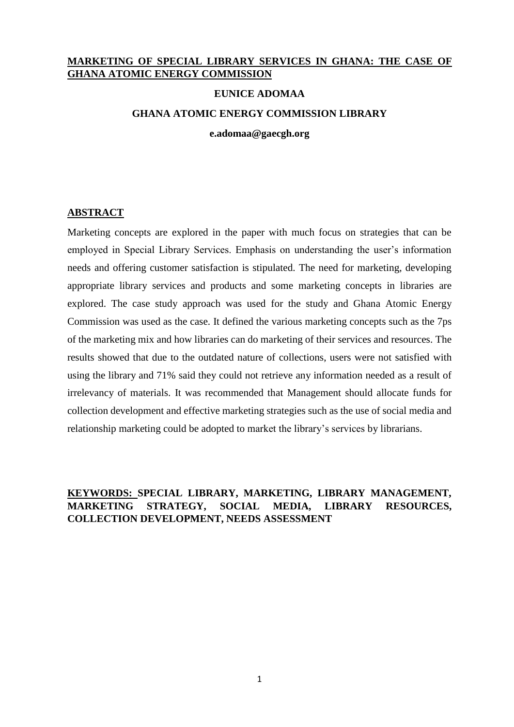# MARKETING OF SPECIAL LIBRARY SERVICES IN GHANA: THE CASE OF GHANA ATOMIC ENERGY COMMISSION

**EUNICE ADOMAA**

**GHANA ATOMIC ENERGY COMMISSION LIBRARY**

**e.adomaa@gaecgh.org**

## ABSTRACT

Marketing concepts are explored in the paper with much focus on strategies that can be employed in Special Library Services. Emphasis on understanding the user's information needs and offering customer satisfaction is stipulated. The need for marketing, developing appropriate library services and products and some marketing concepts in libraries are explored. The case study approach was used for the study and Ghana Atomic Energy Commission was used as the case. It defined the various marketing concepts such as the 7ps of the marketing mix and how libraries can do marketing of their services and resources. The results showed that due to the outdated nature of collections, users were not satisfied with using the library and 71% said they could not retrieve any information needed as a result of irrelevancy of materials. It was recommended that Management should allocate funds for collection development and effective marketing strategies such as the use of social media and relationship marketing could be adopted to market the library's services by librarians.

**KEYWORDS: SPECIAL LIBRARY, MARKETING, LIBRARY MANAGEMENT, MARKETING STRATEGY, SOCIAL MEDIA, LIBRARY RESOURCES, COLLECTION DEVELOPMENT, NEEDS ASSESSMENT**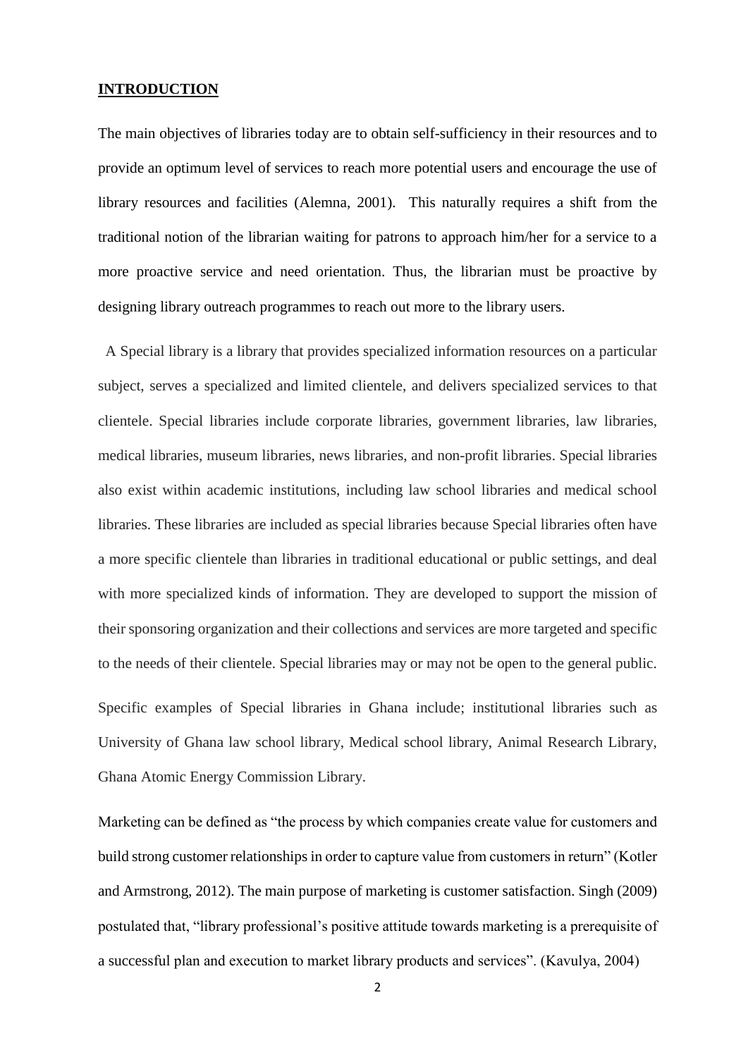## INTRODUCTION

The main objectives of libraries today are to obtain self-sufficiency in their resources and to provide an optimum level of services to reach more potential users and encourage the use of library resources and facilities (Alemna, 2001). This naturally requires a shift from the traditional notion of the librarian waiting for patrons to approach him/her for a service to a more proactive service and need orientation. Thus, the librarian must be proactive by designing library outreach programmes to reach out more to the library users.

A Special library is a library that provides specialized information resources on a particular subject, serves a specialized and limited clientele, and delivers specialized services to that clientele. Special libraries include corporate libraries, government libraries, law libraries, medical libraries, museum libraries, news libraries, and non-profit libraries. Special libraries also exist within academic institutions, including law school libraries and medical school libraries. These libraries are included as special libraries because Special libraries often have a more specific clientele than libraries in traditional educational or public settings, and deal with more specialized kinds of information. They are developed to support the mission of their sponsoring organization and their collections and services are more targeted and specific to the needs of their clientele. Special libraries may or may not be open to the general public.

Specific examples of Special libraries in Ghana include; institutional libraries such as University of Ghana law school library, Medical school library, Animal Research Library, Ghana Atomic Energy Commission Library.

Marketing can be defined as "the process by which companies create value for customers and build strong customer relationships in order to capture value from customers in return" (Kotler and Armstrong, 2012). The main purpose of marketing is customer satisfaction. Singh (2009) postulated that, "library professional's positive attitude towards marketing is a prerequisite of a successful plan and execution to market library products and services". (Kavulya, 2004)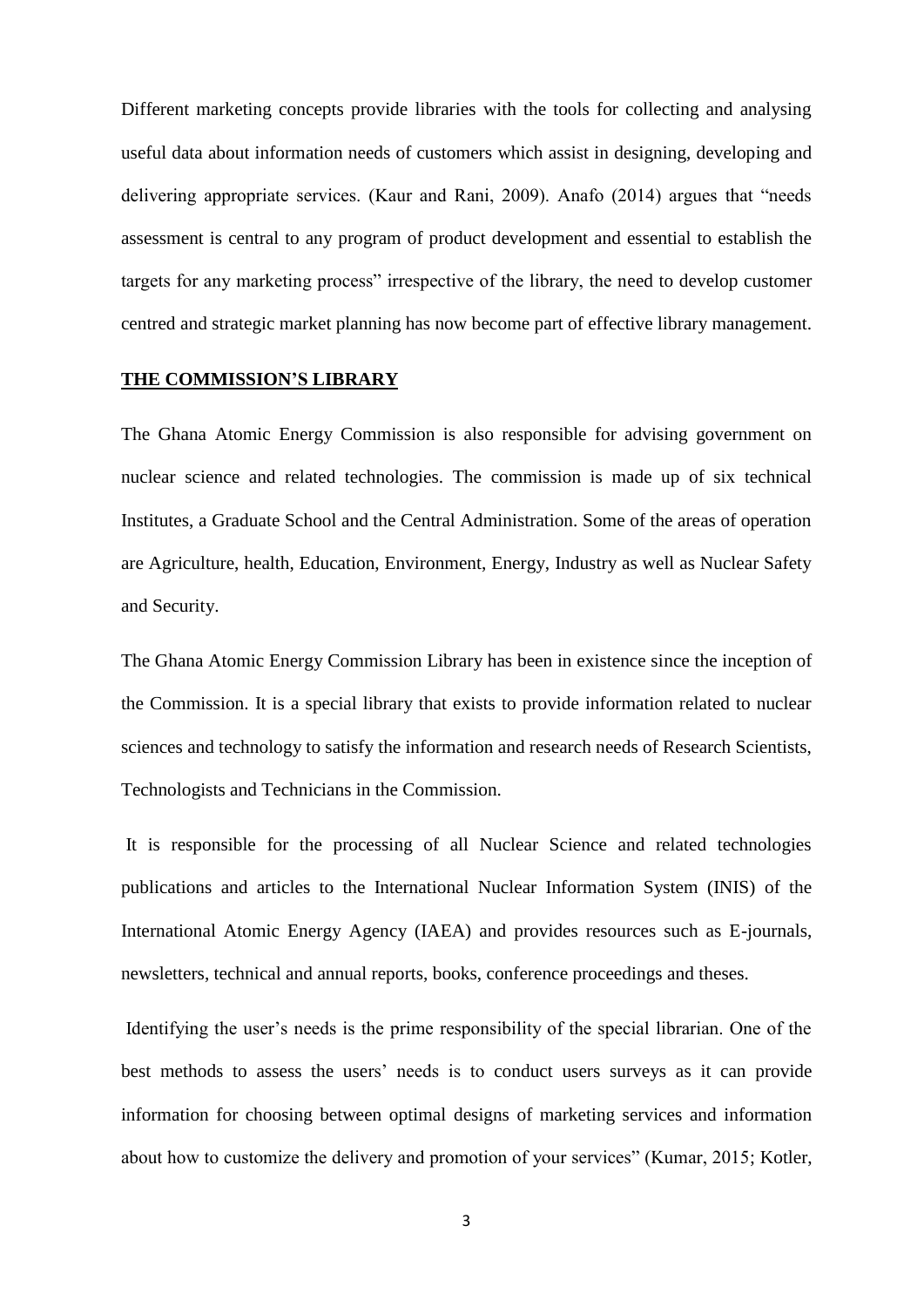Different marketing concepts provide libraries with the tools for collecting and analysing useful data about information needs of customers which assist in designing, developing and delivering appropriate services. (Kaur and Rani, 2009). Anafo (2014) argues that "needs assessment is central to any program of product development and essential to establish the targets for any marketing process" irrespective of the library, the need to develop customer centred and strategic market planning has now become part of effective library management.

## THE COMMISSION'S LIBRARY

The Ghana Atomic Energy Commission is also responsible for advising government on nuclear science and related technologies. The commission is made up of six technical Institutes, a Graduate School and the Central Administration. Some of the areas of operation are Agriculture, health, Education, Environment, Energy, Industry as well as Nuclear Safety and Security.

The Ghana Atomic Energy Commission Library has been in existence since the inception of the Commission. It is a special library that exists to provide information related to nuclear sciences and technology to satisfy the information and research needs of Research Scientists, Technologists and Technicians in the Commission.

It is responsible for the processing of all Nuclear Science and related technologies publications and articles to the International Nuclear Information System (INIS) of the International Atomic Energy Agency (IAEA) and provides resources such as E-journals, newsletters, technical and annual reports, books, conference proceedings and theses.

Identifying the user's needs is the prime responsibility of the special librarian. One of the best methods to assess the users' needs is to conduct users surveys as it can provide information for choosing between optimal designs of marketing services and information about how to customize the delivery and promotion of your services" (Kumar, 2015; Kotler,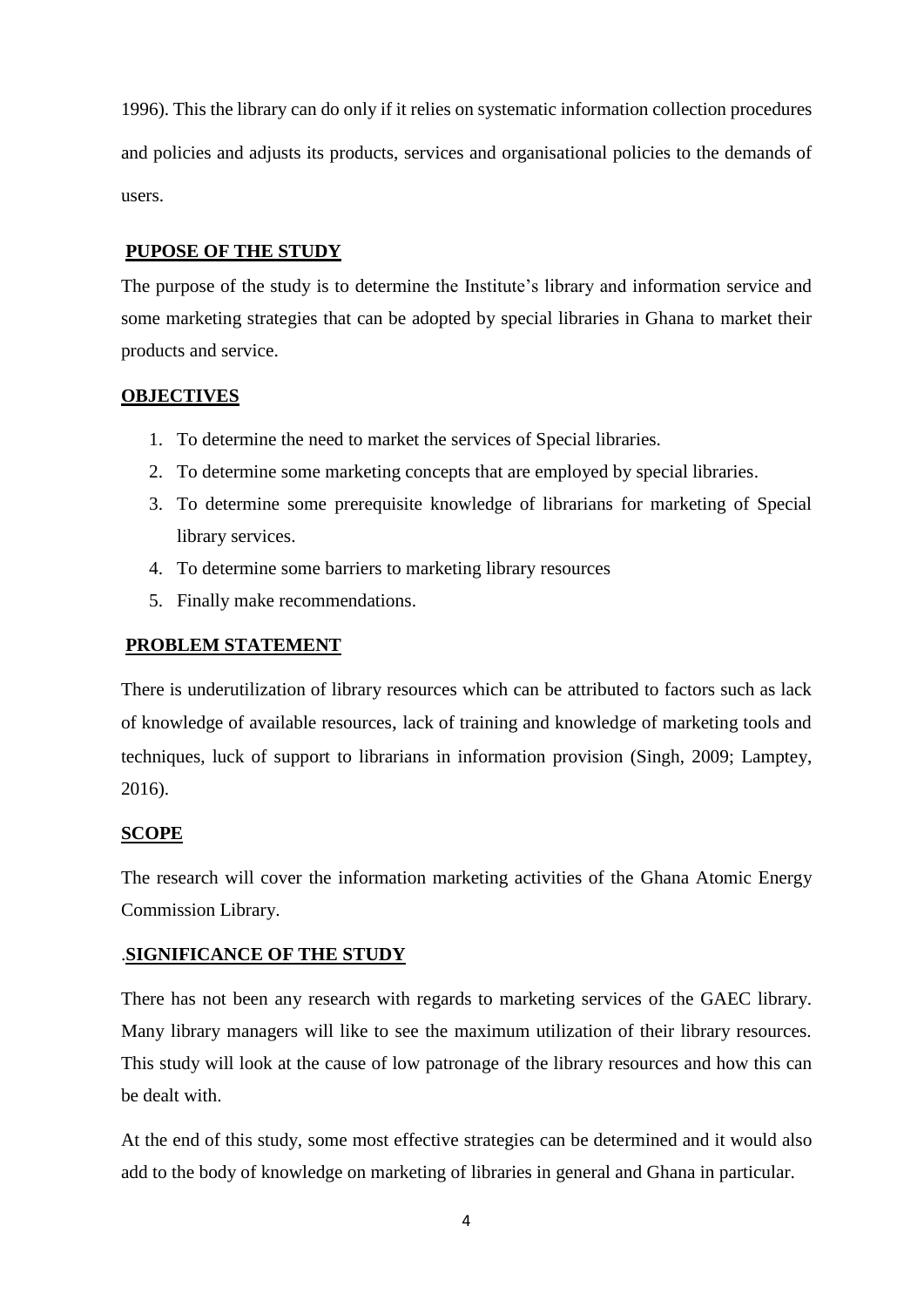1996). This the library can do only if it relies on systematic information collection procedures and policies and adjusts its products, services and organisational policies to the demands of users.

## PUPOSE OF THE STUDY

The purpose of the study is to determine the Institute's library and information service and some marketing strategies that can be adopted by special libraries in Ghana to market their products and service.

## OBJECTIVES

1. To determine the need to market the services of Special libraries.
2. To determine some marketing concepts that are employed by special libraries.
3. To determine some prerequisite knowledge of librarians for marketing of Special library services.
4. To determine some barriers to marketing library resources
5. Finally make recommendations.

## PROBLEM STATEMENT

There is underutilization of library resources which can be attributed to factors such as lack of knowledge of available resources, lack of training and knowledge of marketing tools and techniques, luck of support to librarians in information provision (Singh, 2009; Lamptey, 2016).

## SCOPE

The research will cover the information marketing activities of the Ghana Atomic Energy Commission Library.

## .SIGNIFICANCE OF THE STUDY

There has not been any research with regards to marketing services of the GAEC library. Many library managers will like to see the maximum utilization of their library resources. This study will look at the cause of low patronage of the library resources and how this can be dealt with.

At the end of this study, some most effective strategies can be determined and it would also add to the body of knowledge on marketing of libraries in general and Ghana in particular.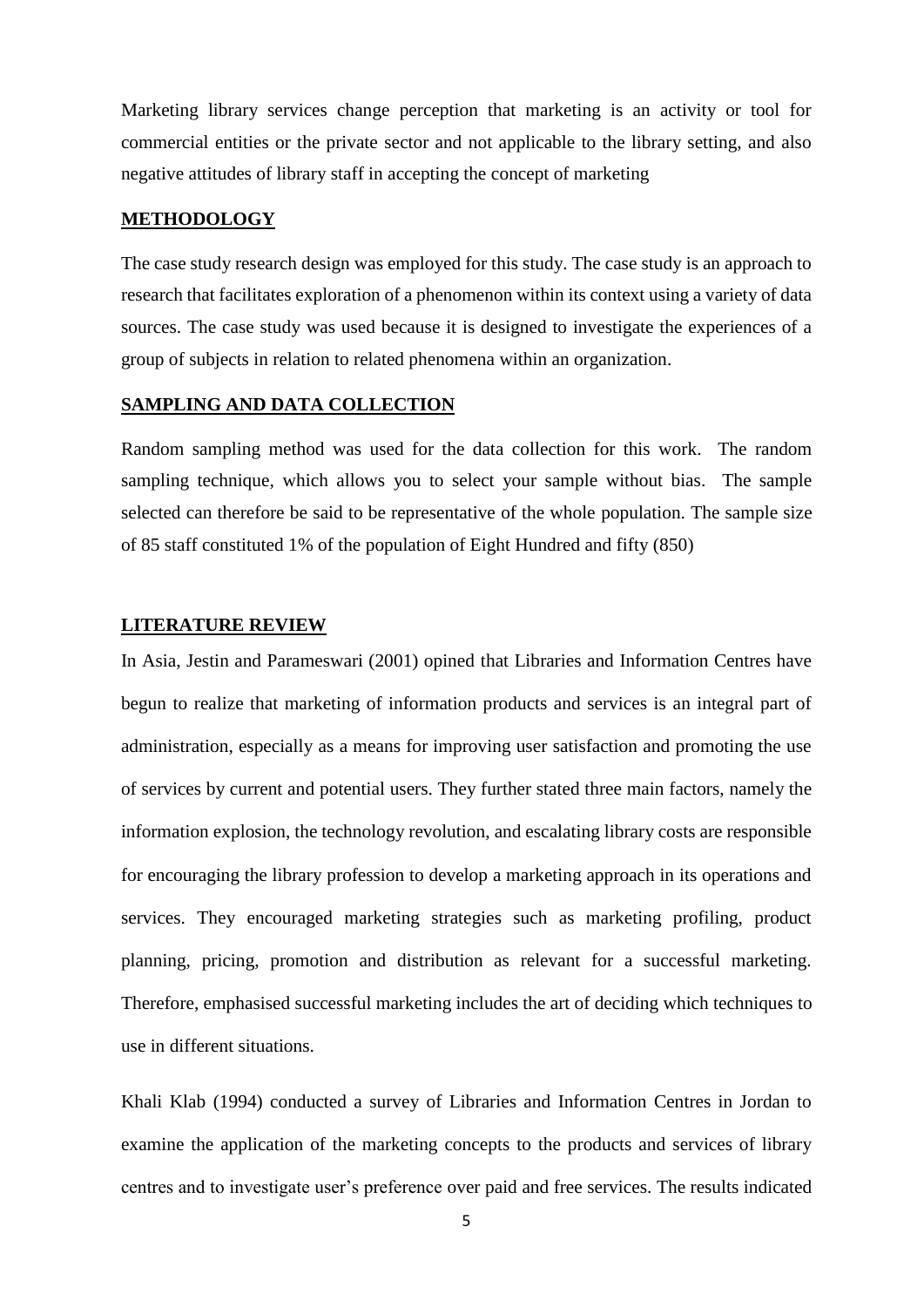Marketing library services change perception that marketing is an activity or tool for commercial entities or the private sector and not applicable to the library setting, and also negative attitudes of library staff in accepting the concept of marketing

## METHODOLOGY

The case study research design was employed for this study. The case study is an approach to research that facilitates exploration of a phenomenon within its context using a variety of data sources. The case study was used because it is designed to investigate the experiences of a group of subjects in relation to related phenomena within an organization.

## SAMPLING AND DATA COLLECTION

Random sampling method was used for the data collection for this work. The random sampling technique, which allows you to select your sample without bias. The sample selected can therefore be said to be representative of the whole population. The sample size of 85 staff constituted 1% of the population of Eight Hundred and fifty (850)

## LITERATURE REVIEW

In Asia, Jestin and Parameswari (2001) opined that Libraries and Information Centres have begun to realize that marketing of information products and services is an integral part of administration, especially as a means for improving user satisfaction and promoting the use of services by current and potential users. They further stated three main factors, namely the information explosion, the technology revolution, and escalating library costs are responsible for encouraging the library profession to develop a marketing approach in its operations and services. They encouraged marketing strategies such as marketing profiling, product planning, pricing, promotion and distribution as relevant for a successful marketing. Therefore, emphasised successful marketing includes the art of deciding which techniques to use in different situations.

Khali Klab (1994) conducted a survey of Libraries and Information Centres in Jordan to examine the application of the marketing concepts to the products and services of library centres and to investigate user's preference over paid and free services. The results indicated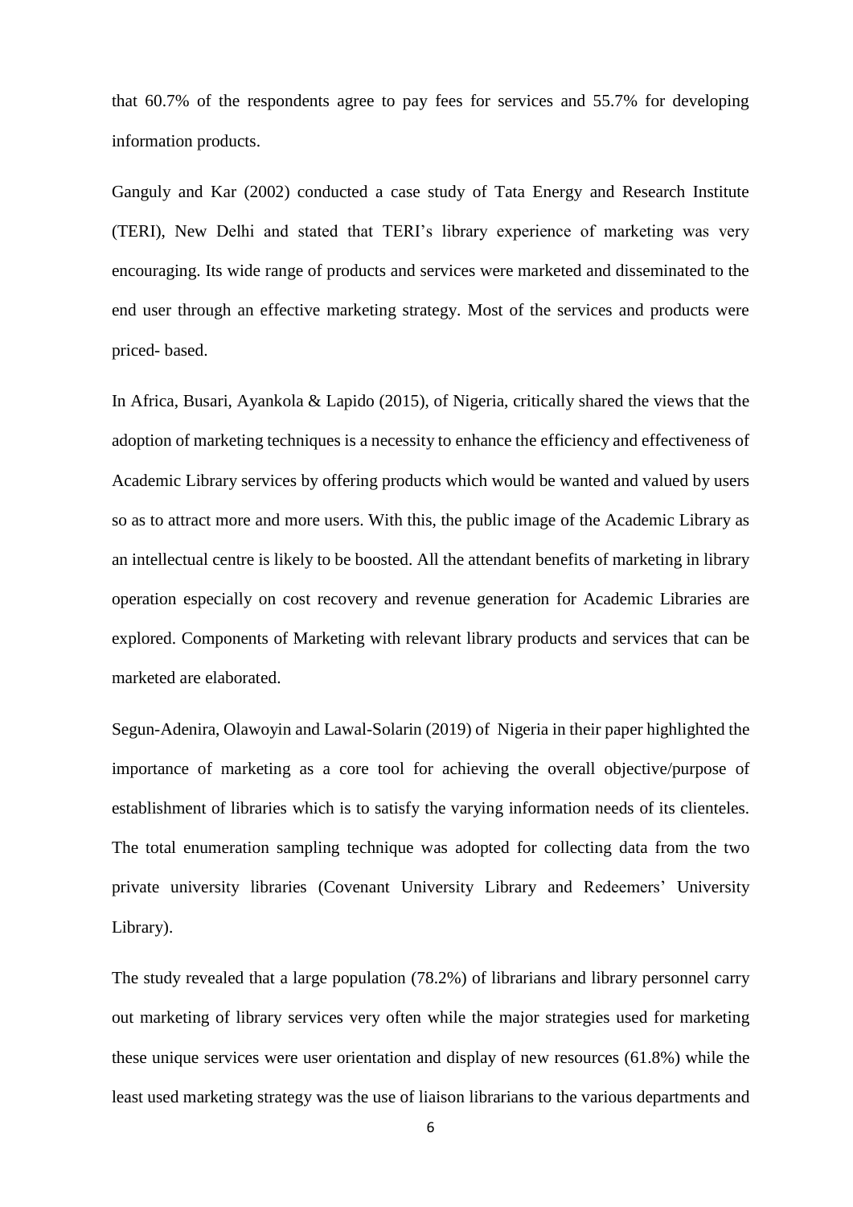that 60.7% of the respondents agree to pay fees for services and 55.7% for developing information products.

Ganguly and Kar (2002) conducted a case study of Tata Energy and Research Institute (TERI), New Delhi and stated that TERI's library experience of marketing was very encouraging. Its wide range of products and services were marketed and disseminated to the end user through an effective marketing strategy. Most of the services and products were priced- based.

In Africa, Busari, Ayankola & Lapido (2015), of Nigeria, critically shared the views that the adoption of marketing techniques is a necessity to enhance the efficiency and effectiveness of Academic Library services by offering products which would be wanted and valued by users so as to attract more and more users. With this, the public image of the Academic Library as an intellectual centre is likely to be boosted. All the attendant benefits of marketing in library operation especially on cost recovery and revenue generation for Academic Libraries are explored. Components of Marketing with relevant library products and services that can be marketed are elaborated.

Segun-Adenira, Olawoyin and Lawal-Solarin (2019) of Nigeria in their paper highlighted the importance of marketing as a core tool for achieving the overall objective/purpose of establishment of libraries which is to satisfy the varying information needs of its clienteles. The total enumeration sampling technique was adopted for collecting data from the two private university libraries (Covenant University Library and Redeemers' University Library).

The study revealed that a large population (78.2%) of librarians and library personnel carry out marketing of library services very often while the major strategies used for marketing these unique services were user orientation and display of new resources (61.8%) while the least used marketing strategy was the use of liaison librarians to the various departments and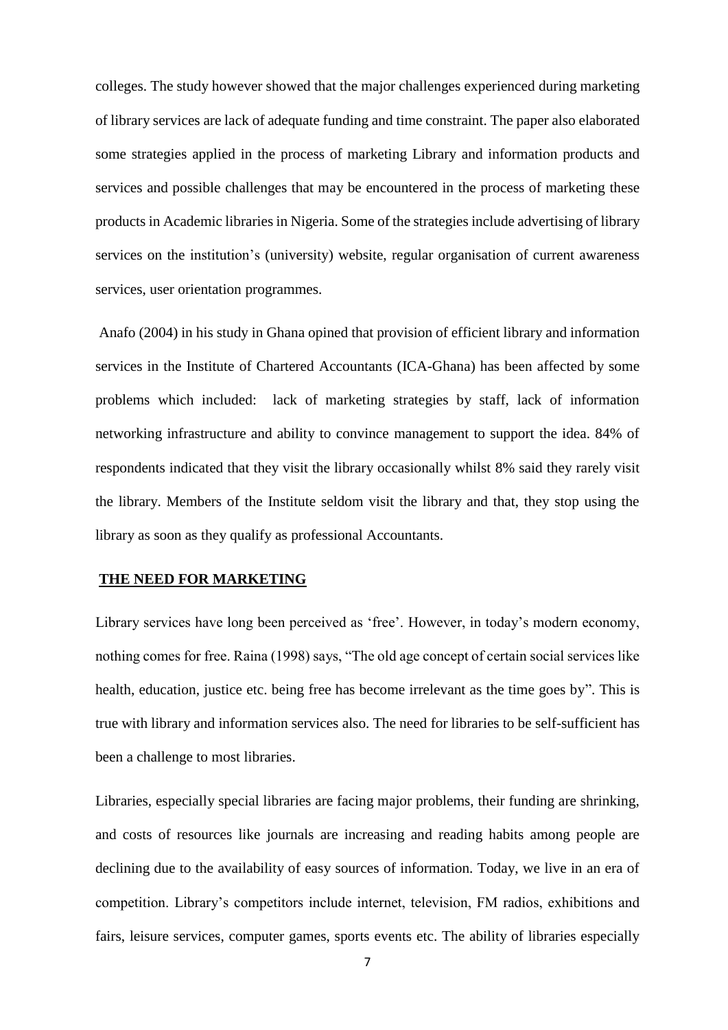colleges. The study however showed that the major challenges experienced during marketing of library services are lack of adequate funding and time constraint. The paper also elaborated some strategies applied in the process of marketing Library and information products and services and possible challenges that may be encountered in the process of marketing these products in Academic libraries in Nigeria. Some of the strategies include advertising of library services on the institution's (university) website, regular organisation of current awareness services, user orientation programmes.

Anafo (2004) in his study in Ghana opined that provision of efficient library and information services in the Institute of Chartered Accountants (ICA-Ghana) has been affected by some problems which included: lack of marketing strategies by staff, lack of information networking infrastructure and ability to convince management to support the idea. 84% of respondents indicated that they visit the library occasionally whilst 8% said they rarely visit the library. Members of the Institute seldom visit the library and that, they stop using the library as soon as they qualify as professional Accountants.

## THE NEED FOR MARKETING

Library services have long been perceived as 'free'. However, in today's modern economy, nothing comes for free. Raina (1998) says, "The old age concept of certain social services like health, education, justice etc. being free has become irrelevant as the time goes by". This is true with library and information services also. The need for libraries to be self-sufficient has been a challenge to most libraries.

Libraries, especially special libraries are facing major problems, their funding are shrinking, and costs of resources like journals are increasing and reading habits among people are declining due to the availability of easy sources of information. Today, we live in an era of competition. Library's competitors include internet, television, FM radios, exhibitions and fairs, leisure services, computer games, sports events etc. The ability of libraries especially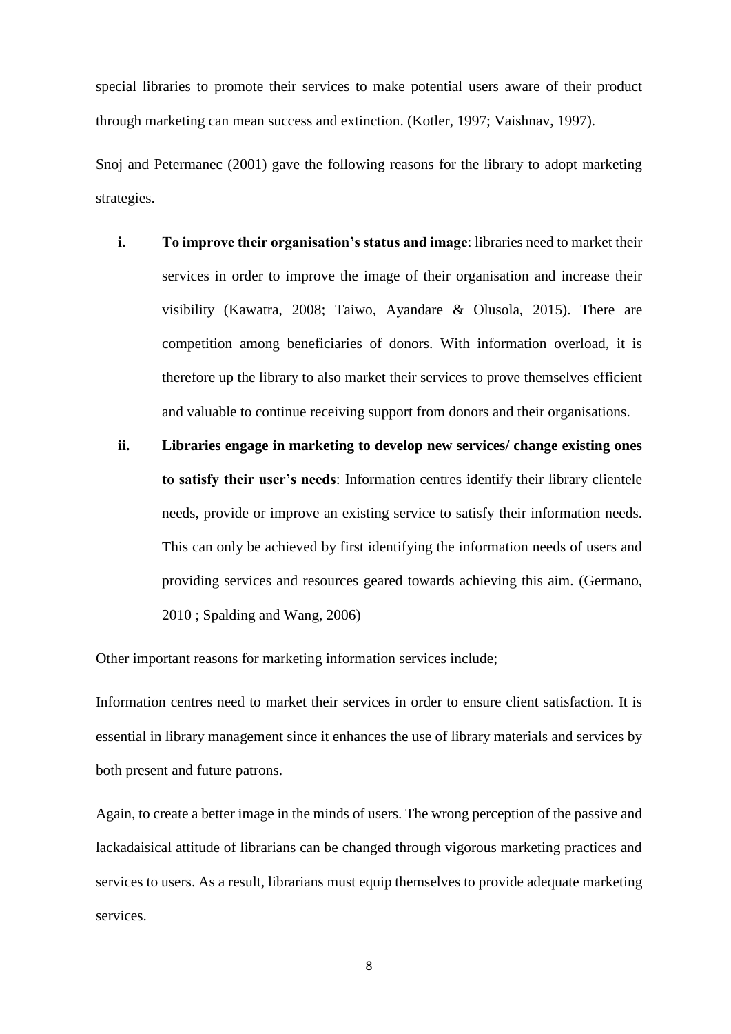special libraries to promote their services to make potential users aware of their product through marketing can mean success and extinction. (Kotler, 1997; Vaishnav, 1997).

Snoj and Petermanec (2001) gave the following reasons for the library to adopt marketing strategies.

i. **To improve their organisation's status and image**: libraries need to market their services in order to improve the image of their organisation and increase their visibility (Kawatra, 2008; Taiwo, Ayandare & Olusola, 2015). There are competition among beneficiaries of donors. With information overload, it is therefore up the library to also market their services to prove themselves efficient and valuable to continue receiving support from donors and their organisations.

ii. **Libraries engage in marketing to develop new services/ change existing ones to satisfy their user's needs**: Information centres identify their library clientele needs, provide or improve an existing service to satisfy their information needs. This can only be achieved by first identifying the information needs of users and providing services and resources geared towards achieving this aim. (Germano, 2010 ; Spalding and Wang, 2006)

Other important reasons for marketing information services include;

Information centres need to market their services in order to ensure client satisfaction. It is essential in library management since it enhances the use of library materials and services by both present and future patrons.

Again, to create a better image in the minds of users. The wrong perception of the passive and lackadaisical attitude of librarians can be changed through vigorous marketing practices and services to users. As a result, librarians must equip themselves to provide adequate marketing services.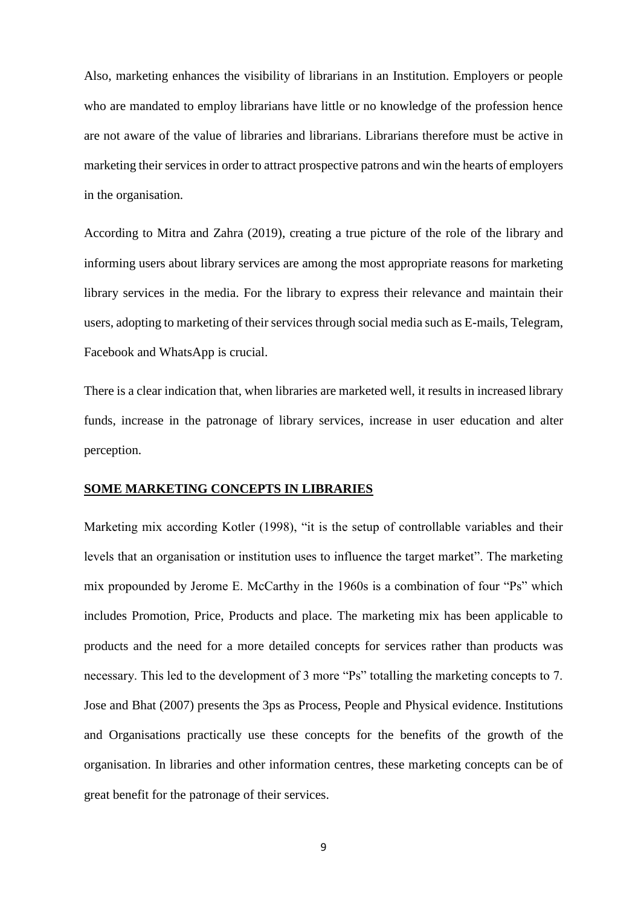Also, marketing enhances the visibility of librarians in an Institution. Employers or people who are mandated to employ librarians have little or no knowledge of the profession hence are not aware of the value of libraries and librarians. Librarians therefore must be active in marketing their services in order to attract prospective patrons and win the hearts of employers in the organisation.

According to Mitra and Zahra (2019), creating a true picture of the role of the library and informing users about library services are among the most appropriate reasons for marketing library services in the media. For the library to express their relevance and maintain their users, adopting to marketing of their services through social media such as E-mails, Telegram, Facebook and WhatsApp is crucial.

There is a clear indication that, when libraries are marketed well, it results in increased library funds, increase in the patronage of library services, increase in user education and alter perception.

## SOME MARKETING CONCEPTS IN LIBRARIES

Marketing mix according Kotler (1998), "it is the setup of controllable variables and their levels that an organisation or institution uses to influence the target market". The marketing mix propounded by Jerome E. McCarthy in the 1960s is a combination of four "Ps" which includes Promotion, Price, Products and place. The marketing mix has been applicable to products and the need for a more detailed concepts for services rather than products was necessary. This led to the development of 3 more "Ps" totalling the marketing concepts to 7. Jose and Bhat (2007) presents the 3ps as Process, People and Physical evidence. Institutions and Organisations practically use these concepts for the benefits of the growth of the organisation. In libraries and other information centres, these marketing concepts can be of great benefit for the patronage of their services.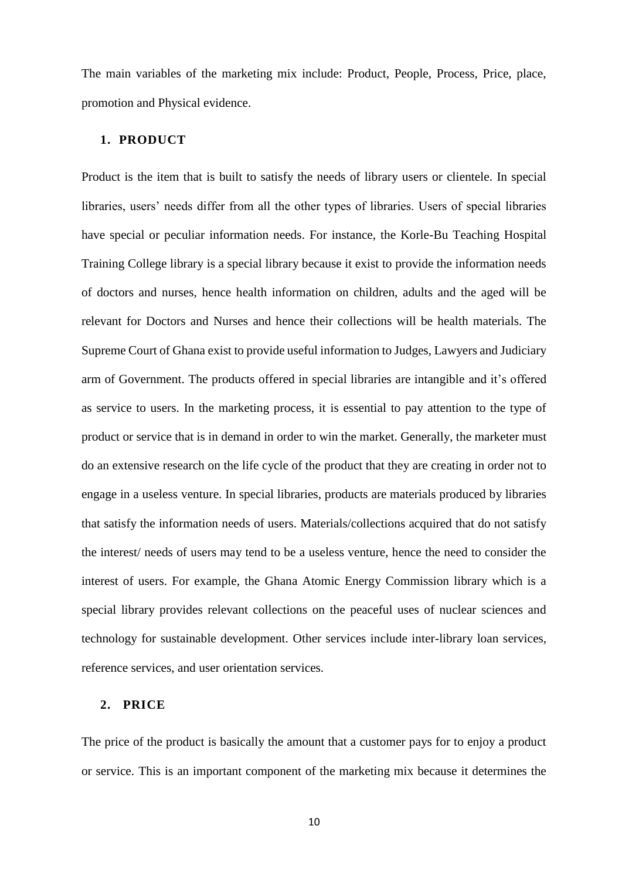The main variables of the marketing mix include: Product, People, Process, Price, place, promotion and Physical evidence.

## 1. PRODUCT

Product is the item that is built to satisfy the needs of library users or clientele. In special libraries, users' needs differ from all the other types of libraries. Users of special libraries have special or peculiar information needs. For instance, the Korle-Bu Teaching Hospital Training College library is a special library because it exist to provide the information needs of doctors and nurses, hence health information on children, adults and the aged will be relevant for Doctors and Nurses and hence their collections will be health materials. The Supreme Court of Ghana exist to provide useful information to Judges, Lawyers and Judiciary arm of Government. The products offered in special libraries are intangible and it's offered as service to users. In the marketing process, it is essential to pay attention to the type of product or service that is in demand in order to win the market. Generally, the marketer must do an extensive research on the life cycle of the product that they are creating in order not to engage in a useless venture. In special libraries, products are materials produced by libraries that satisfy the information needs of users. Materials/collections acquired that do not satisfy the interest/ needs of users may tend to be a useless venture, hence the need to consider the interest of users. For example, the Ghana Atomic Energy Commission library which is a special library provides relevant collections on the peaceful uses of nuclear sciences and technology for sustainable development. Other services include inter-library loan services, reference services, and user orientation services.

## 2. PRICE

The price of the product is basically the amount that a customer pays for to enjoy a product or service. This is an important component of the marketing mix because it determines the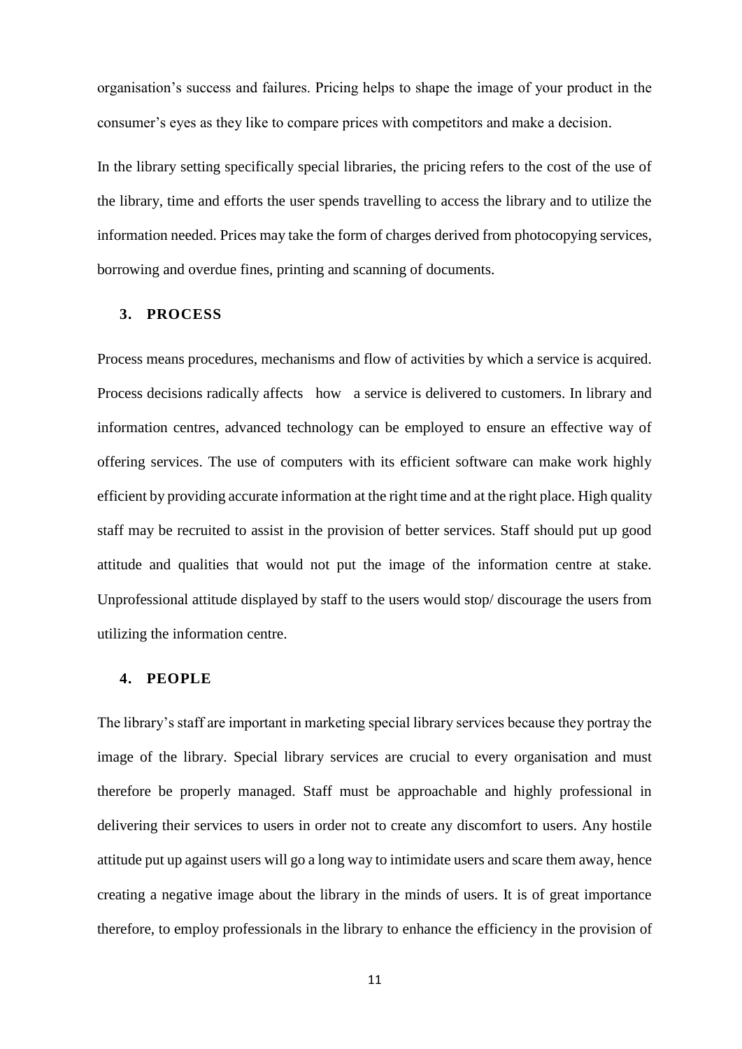organisation's success and failures. Pricing helps to shape the image of your product in the consumer's eyes as they like to compare prices with competitors and make a decision.

In the library setting specifically special libraries, the pricing refers to the cost of the use of the library, time and efforts the user spends travelling to access the library and to utilize the information needed. Prices may take the form of charges derived from photocopying services, borrowing and overdue fines, printing and scanning of documents.

### 3. PROCESS

Process means procedures, mechanisms and flow of activities by which a service is acquired. Process decisions radically affects how a service is delivered to customers. In library and information centres, advanced technology can be employed to ensure an effective way of offering services. The use of computers with its efficient software can make work highly efficient by providing accurate information at the right time and at the right place. High quality staff may be recruited to assist in the provision of better services. Staff should put up good attitude and qualities that would not put the image of the information centre at stake. Unprofessional attitude displayed by staff to the users would stop/ discourage the users from utilizing the information centre.

### 4. PEOPLE

The library's staff are important in marketing special library services because they portray the image of the library. Special library services are crucial to every organisation and must therefore be properly managed. Staff must be approachable and highly professional in delivering their services to users in order not to create any discomfort to users. Any hostile attitude put up against users will go a long way to intimidate users and scare them away, hence creating a negative image about the library in the minds of users. It is of great importance therefore, to employ professionals in the library to enhance the efficiency in the provision of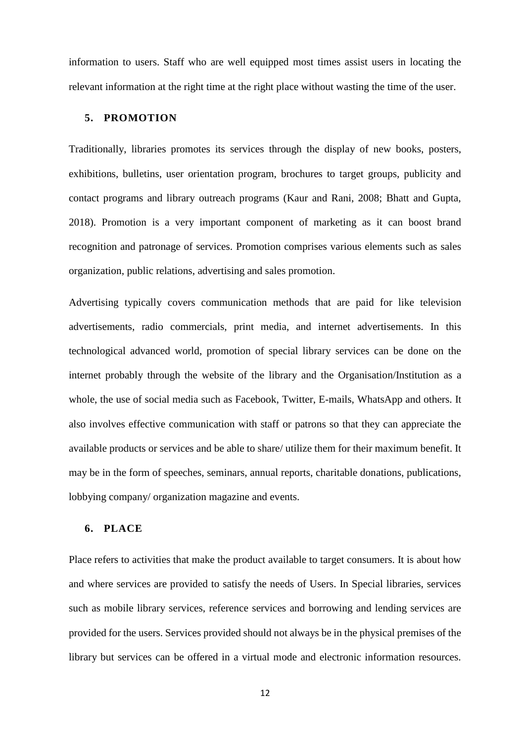information to users. Staff who are well equipped most times assist users in locating the relevant information at the right time at the right place without wasting the time of the user.

## 5. PROMOTION

Traditionally, libraries promotes its services through the display of new books, posters, exhibitions, bulletins, user orientation program, brochures to target groups, publicity and contact programs and library outreach programs (Kaur and Rani, 2008; Bhatt and Gupta, 2018). Promotion is a very important component of marketing as it can boost brand recognition and patronage of services. Promotion comprises various elements such as sales organization, public relations, advertising and sales promotion.

Advertising typically covers communication methods that are paid for like television advertisements, radio commercials, print media, and internet advertisements. In this technological advanced world, promotion of special library services can be done on the internet probably through the website of the library and the Organisation/Institution as a whole, the use of social media such as Facebook, Twitter, E-mails, WhatsApp and others. It also involves effective communication with staff or patrons so that they can appreciate the available products or services and be able to share/ utilize them for their maximum benefit. It may be in the form of speeches, seminars, annual reports, charitable donations, publications, lobbying company/ organization magazine and events.

## 6. PLACE

Place refers to activities that make the product available to target consumers. It is about how and where services are provided to satisfy the needs of Users. In Special libraries, services such as mobile library services, reference services and borrowing and lending services are provided for the users. Services provided should not always be in the physical premises of the library but services can be offered in a virtual mode and electronic information resources.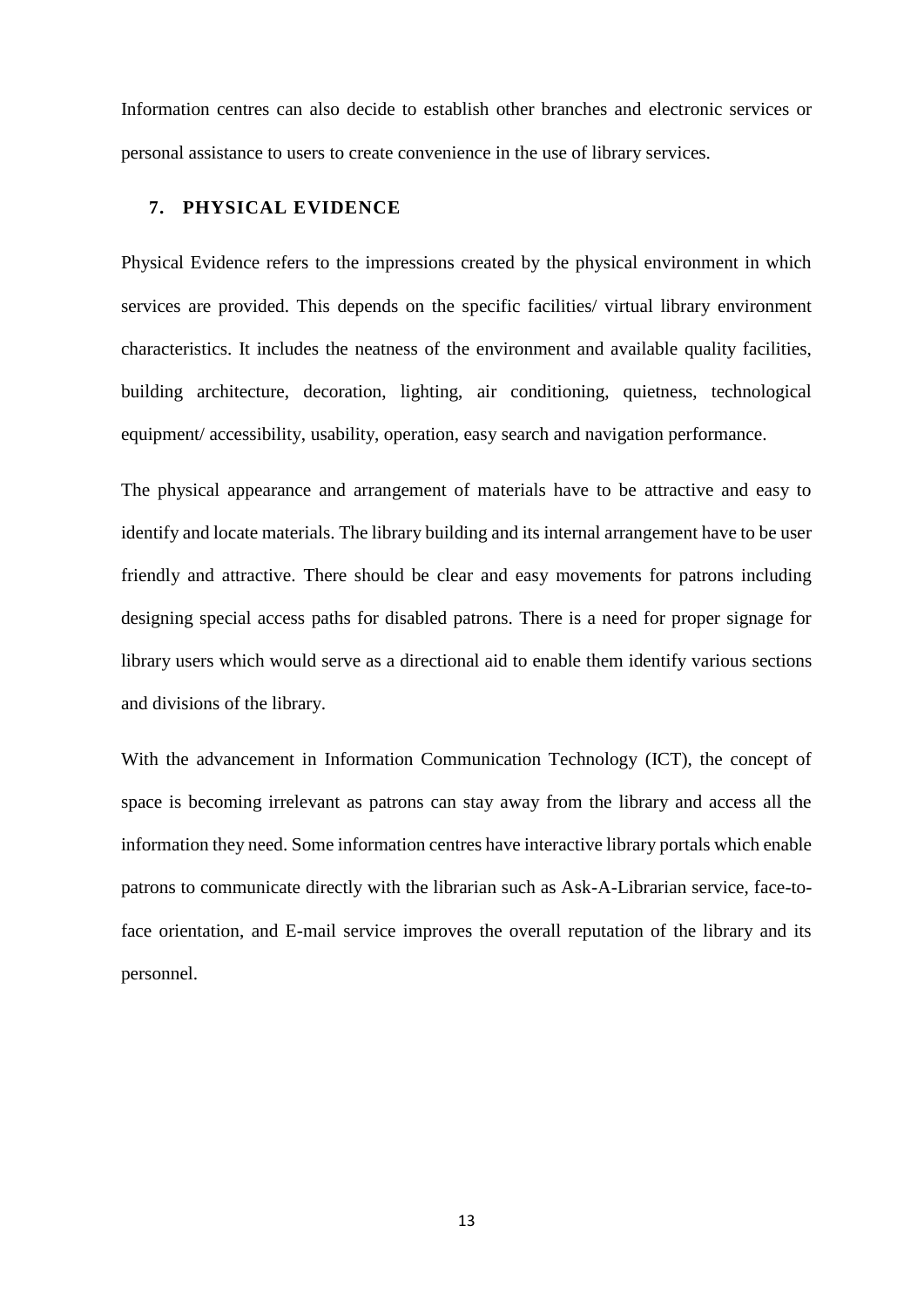Information centres can also decide to establish other branches and electronic services or personal assistance to users to create convenience in the use of library services.

## 7. PHYSICAL EVIDENCE

Physical Evidence refers to the impressions created by the physical environment in which services are provided. This depends on the specific facilities/ virtual library environment characteristics. It includes the neatness of the environment and available quality facilities, building architecture, decoration, lighting, air conditioning, quietness, technological equipment/ accessibility, usability, operation, easy search and navigation performance.

The physical appearance and arrangement of materials have to be attractive and easy to identify and locate materials. The library building and its internal arrangement have to be user friendly and attractive. There should be clear and easy movements for patrons including designing special access paths for disabled patrons. There is a need for proper signage for library users which would serve as a directional aid to enable them identify various sections and divisions of the library.

With the advancement in Information Communication Technology (ICT), the concept of space is becoming irrelevant as patrons can stay away from the library and access all the information they need. Some information centres have interactive library portals which enable patrons to communicate directly with the librarian such as Ask-A-Librarian service, face-to-face orientation, and E-mail service improves the overall reputation of the library and its personnel.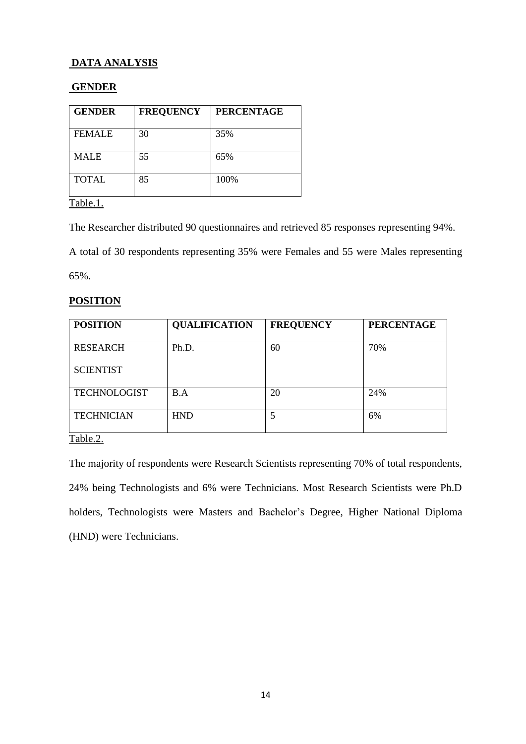## DATA ANALYSIS

### GENDER

| GENDER | FREQUENCY | PERCENTAGE |
|---|---|---|
| FEMALE | 30 | 35% |
| MALE | 55 | 65% |
| TOTAL | 85 | 100% |

Table.1.

The Researcher distributed 90 questionnaires and retrieved 85 responses representing 94%.

A total of 30 respondents representing 35% were Females and 55 were Males representing 65%.

### POSITION

| POSITION | QUALIFICATION | FREQUENCY | PERCENTAGE |
|---|---|---|---|
| RESEARCH SCIENTIST | Ph.D. | 60 | 70% |
| TECHNOLOGIST | B.A | 20 | 24% |
| TECHNICIAN | HND | 5 | 6% |

Table.2.

The majority of respondents were Research Scientists representing 70% of total respondents, 24% being Technologists and 6% were Technicians. Most Research Scientists were Ph.D holders, Technologists were Masters and Bachelor's Degree, Higher National Diploma (HND) were Technicians.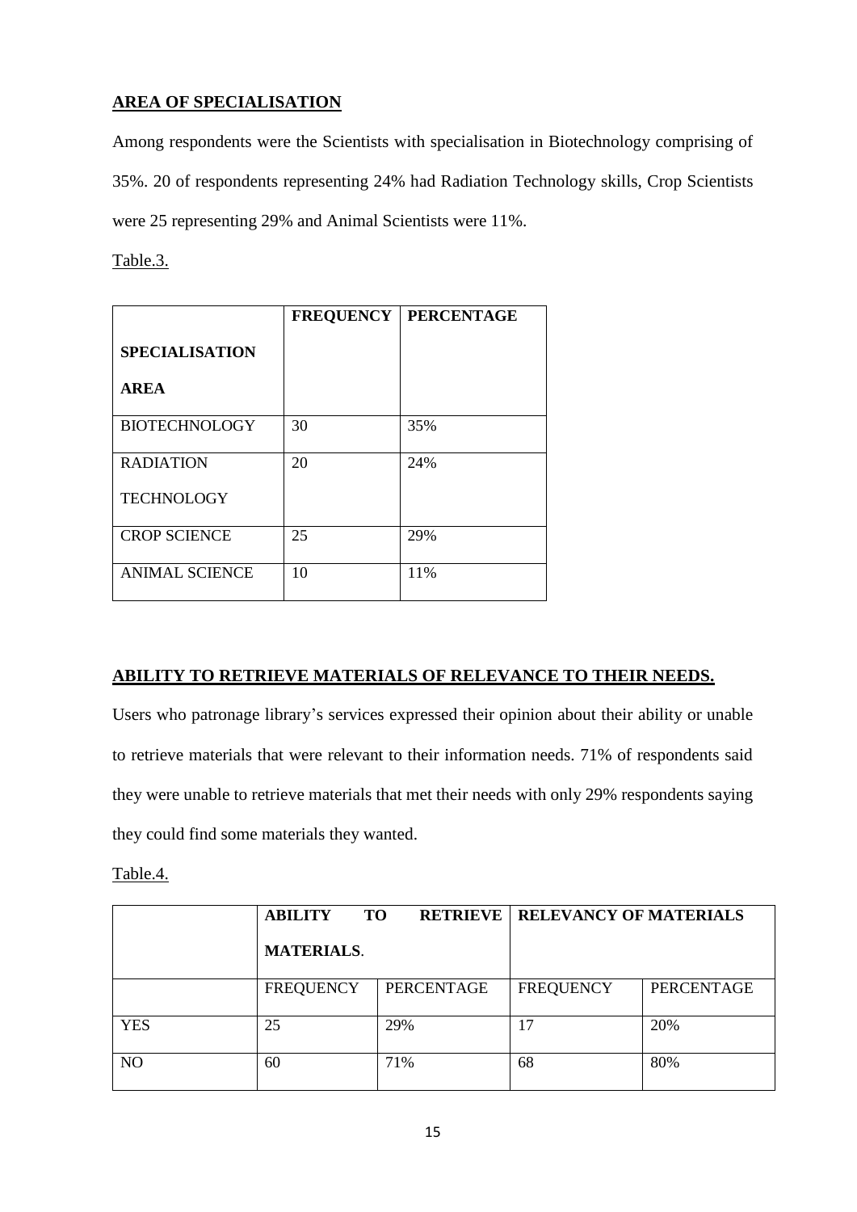## AREA OF SPECIALISATION

Among respondents were the Scientists with specialisation in Biotechnology comprising of 35%. 20 of respondents representing 24% had Radiation Technology skills, Crop Scientists were 25 representing 29% and Animal Scientists were 11%.

Table.3.

| SPECIALISATION AREA | FREQUENCY | PERCENTAGE |
|---|---|---|
| BIOTECHNOLOGY | 30 | 35% |
| RADIATION TECHNOLOGY | 20 | 24% |
| CROP SCIENCE | 25 | 29% |
| ANIMAL SCIENCE | 10 | 11% |

## ABILITY TO RETRIEVE MATERIALS OF RELEVANCE TO THEIR NEEDS.

Users who patronage library's services expressed their opinion about their ability or unable to retrieve materials that were relevant to their information needs. 71% of respondents said they were unable to retrieve materials that met their needs with only 29% respondents saying they could find some materials they wanted.

Table.4.

| | **ABILITY TO RETRIEVE MATERIALS.** | | **RELEVANCY OF MATERIALS** | |
|---|---|---|---|---|
| | FREQUENCY | PERCENTAGE | FREQUENCY | PERCENTAGE |
| YES | 25 | 29% | 17 | 20% |
| NO | 60 | 71% | 68 | 80% |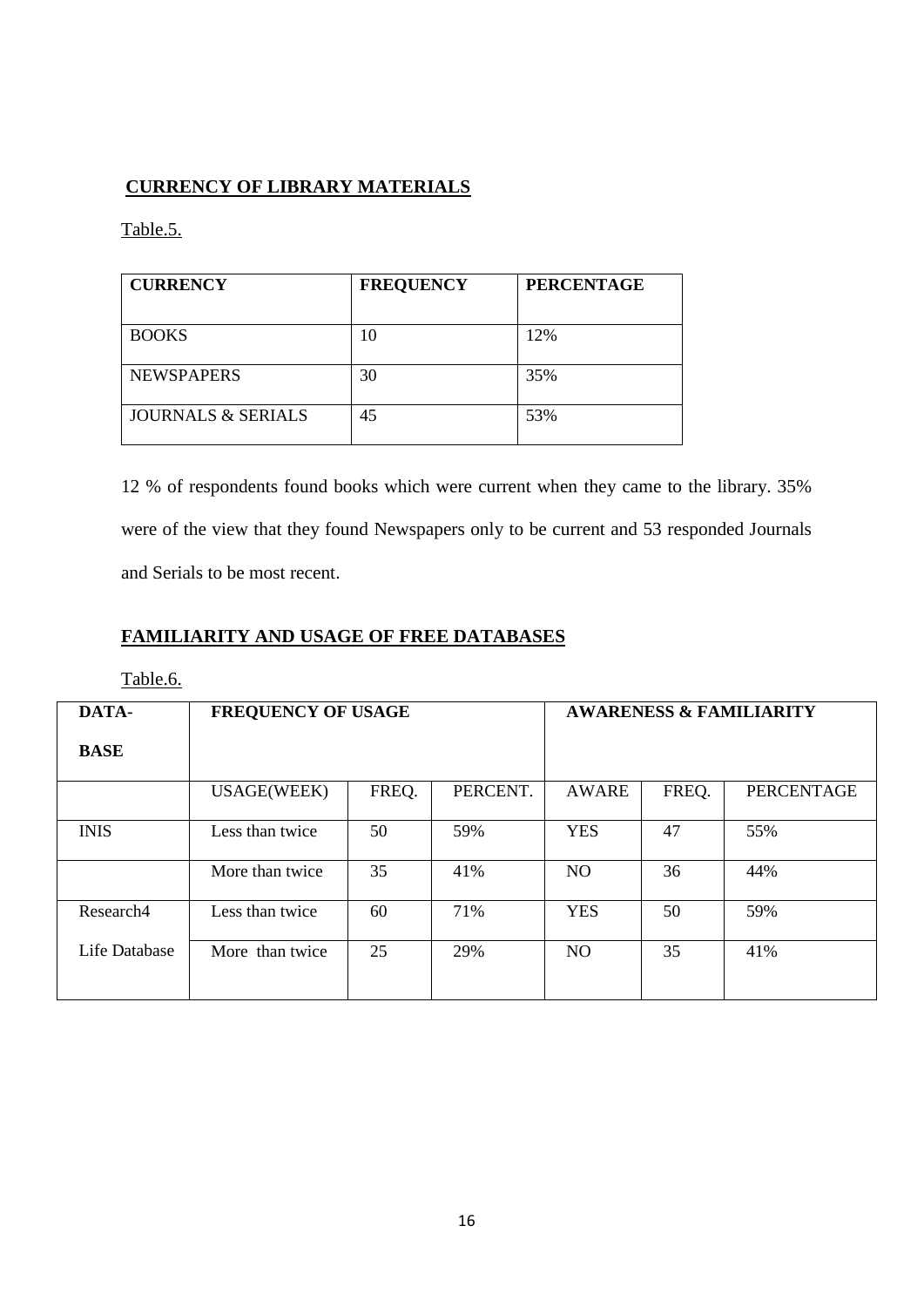**CURRENCY OF LIBRARY MATERIALS**

Table.5.

| CURRENCY | FREQUENCY | PERCENTAGE |
|---|---|---|
| BOOKS | 10 | 12% |
| NEWSPAPERS | 30 | 35% |
| JOURNALS & SERIALS | 45 | 53% |

12 % of respondents found books which were current when they came to the library. 35% were of the view that they found Newspapers only to be current and 53 responded Journals and Serials to be most recent.

**FAMILIARITY AND USAGE OF FREE DATABASES**

Table.6.

| DATA-BASE | FREQUENCY OF USAGE | | | AWARENESS & FAMILIARITY | | |
|---|---|---|---|---|---|---|
| | USAGE(WEEK) | FREQ. | PERCENT. | AWARE | FREQ. | PERCENTAGE |
| INIS | Less than twice | 50 | 59% | YES | 47 | 55% |
| | More than twice | 35 | 41% | NO | 36 | 44% |
| Research4 | Less than twice | 60 | 71% | YES | 50 | 59% |
| Life Database | More than twice | 25 | 29% | NO | 35 | 41% |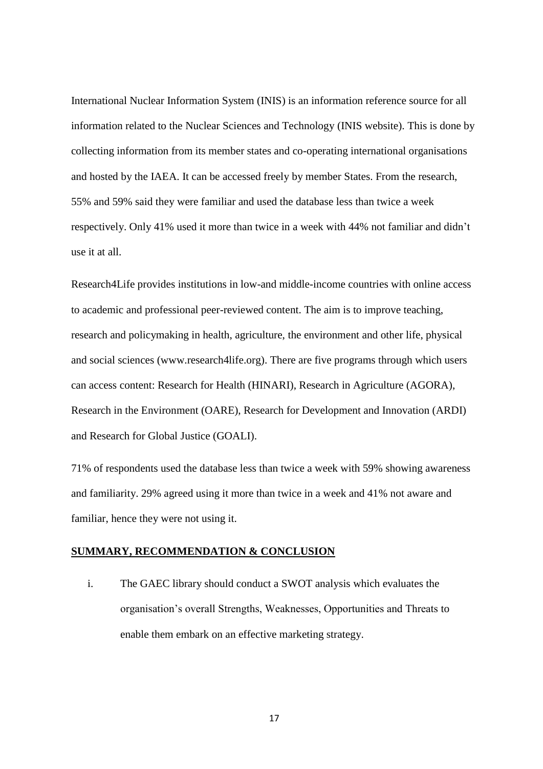International Nuclear Information System (INIS) is an information reference source for all information related to the Nuclear Sciences and Technology (INIS website). This is done by collecting information from its member states and co-operating international organisations and hosted by the IAEA. It can be accessed freely by member States. From the research, 55% and 59% said they were familiar and used the database less than twice a week respectively. Only 41% used it more than twice in a week with 44% not familiar and didn't use it at all.

Research4Life provides institutions in low-and middle-income countries with online access to academic and professional peer-reviewed content. The aim is to improve teaching, research and policymaking in health, agriculture, the environment and other life, physical and social sciences (www.research4life.org). There are five programs through which users can access content: Research for Health (HINARI), Research in Agriculture (AGORA), Research in the Environment (OARE), Research for Development and Innovation (ARDI) and Research for Global Justice (GOALI).

71% of respondents used the database less than twice a week with 59% showing awareness and familiarity. 29% agreed using it more than twice in a week and 41% not aware and familiar, hence they were not using it.

## SUMMARY, RECOMMENDATION & CONCLUSION

i. The GAEC library should conduct a SWOT analysis which evaluates the organisation's overall Strengths, Weaknesses, Opportunities and Threats to enable them embark on an effective marketing strategy.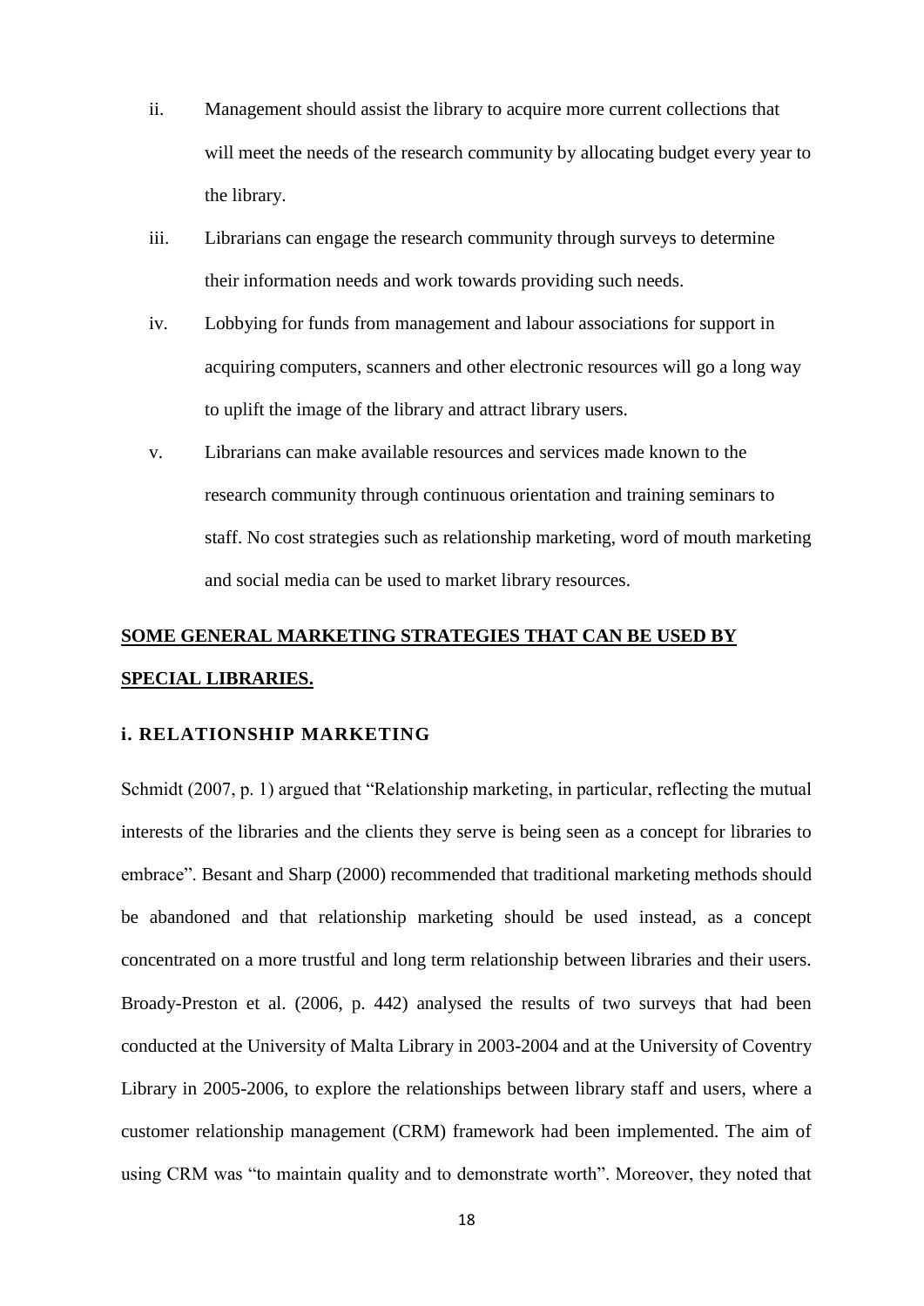ii. Management should assist the library to acquire more current collections that will meet the needs of the research community by allocating budget every year to the library.

iii. Librarians can engage the research community through surveys to determine their information needs and work towards providing such needs.

iv. Lobbying for funds from management and labour associations for support in acquiring computers, scanners and other electronic resources will go a long way to uplift the image of the library and attract library users.

v. Librarians can make available resources and services made known to the research community through continuous orientation and training seminars to staff. No cost strategies such as relationship marketing, word of mouth marketing and social media can be used to market library resources.

## **<u>SOME GENERAL MARKETING STRATEGIES THAT CAN BE USED BY SPECIAL LIBRARIES.</u>**

### **i. RELATIONSHIP MARKETING**

Schmidt (2007, p. 1) argued that "Relationship marketing, in particular, reflecting the mutual interests of the libraries and the clients they serve is being seen as a concept for libraries to embrace". Besant and Sharp (2000) recommended that traditional marketing methods should be abandoned and that relationship marketing should be used instead, as a concept concentrated on a more trustful and long term relationship between libraries and their users. Broady-Preston et al. (2006, p. 442) analysed the results of two surveys that had been conducted at the University of Malta Library in 2003-2004 and at the University of Coventry Library in 2005-2006, to explore the relationships between library staff and users, where a customer relationship management (CRM) framework had been implemented. The aim of using CRM was "to maintain quality and to demonstrate worth". Moreover, they noted that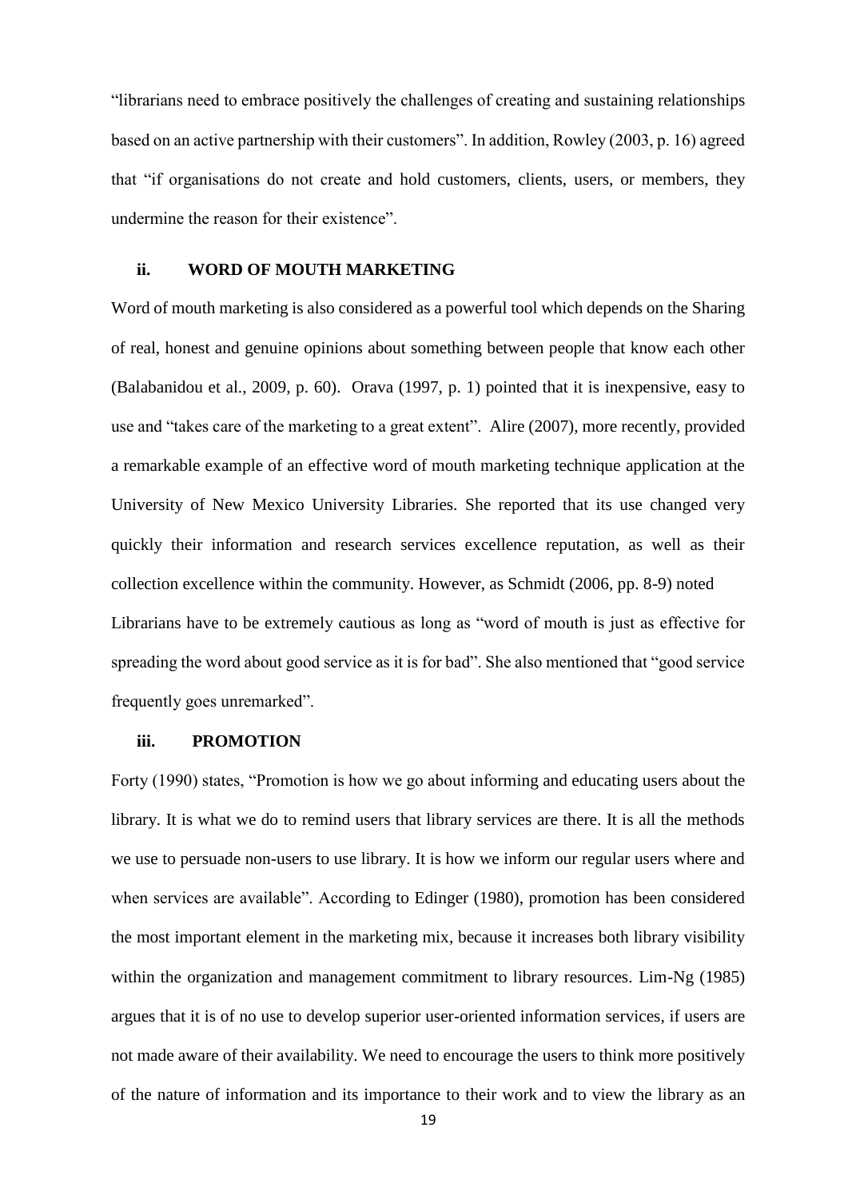"librarians need to embrace positively the challenges of creating and sustaining relationships based on an active partnership with their customers". In addition, Rowley (2003, p. 16) agreed that "if organisations do not create and hold customers, clients, users, or members, they undermine the reason for their existence".

### ii. WORD OF MOUTH MARKETING

Word of mouth marketing is also considered as a powerful tool which depends on the Sharing of real, honest and genuine opinions about something between people that know each other (Balabanidou et al., 2009, p. 60). Orava (1997, p. 1) pointed that it is inexpensive, easy to use and "takes care of the marketing to a great extent". Alire (2007), more recently, provided a remarkable example of an effective word of mouth marketing technique application at the University of New Mexico University Libraries. She reported that its use changed very quickly their information and research services excellence reputation, as well as their collection excellence within the community. However, as Schmidt (2006, pp. 8-9) noted Librarians have to be extremely cautious as long as "word of mouth is just as effective for spreading the word about good service as it is for bad". She also mentioned that "good service frequently goes unremarked".

### iii. PROMOTION

Forty (1990) states, "Promotion is how we go about informing and educating users about the library. It is what we do to remind users that library services are there. It is all the methods we use to persuade non-users to use library. It is how we inform our regular users where and when services are available". According to Edinger (1980), promotion has been considered the most important element in the marketing mix, because it increases both library visibility within the organization and management commitment to library resources. Lim-Ng (1985) argues that it is of no use to develop superior user-oriented information services, if users are not made aware of their availability. We need to encourage the users to think more positively of the nature of information and its importance to their work and to view the library as an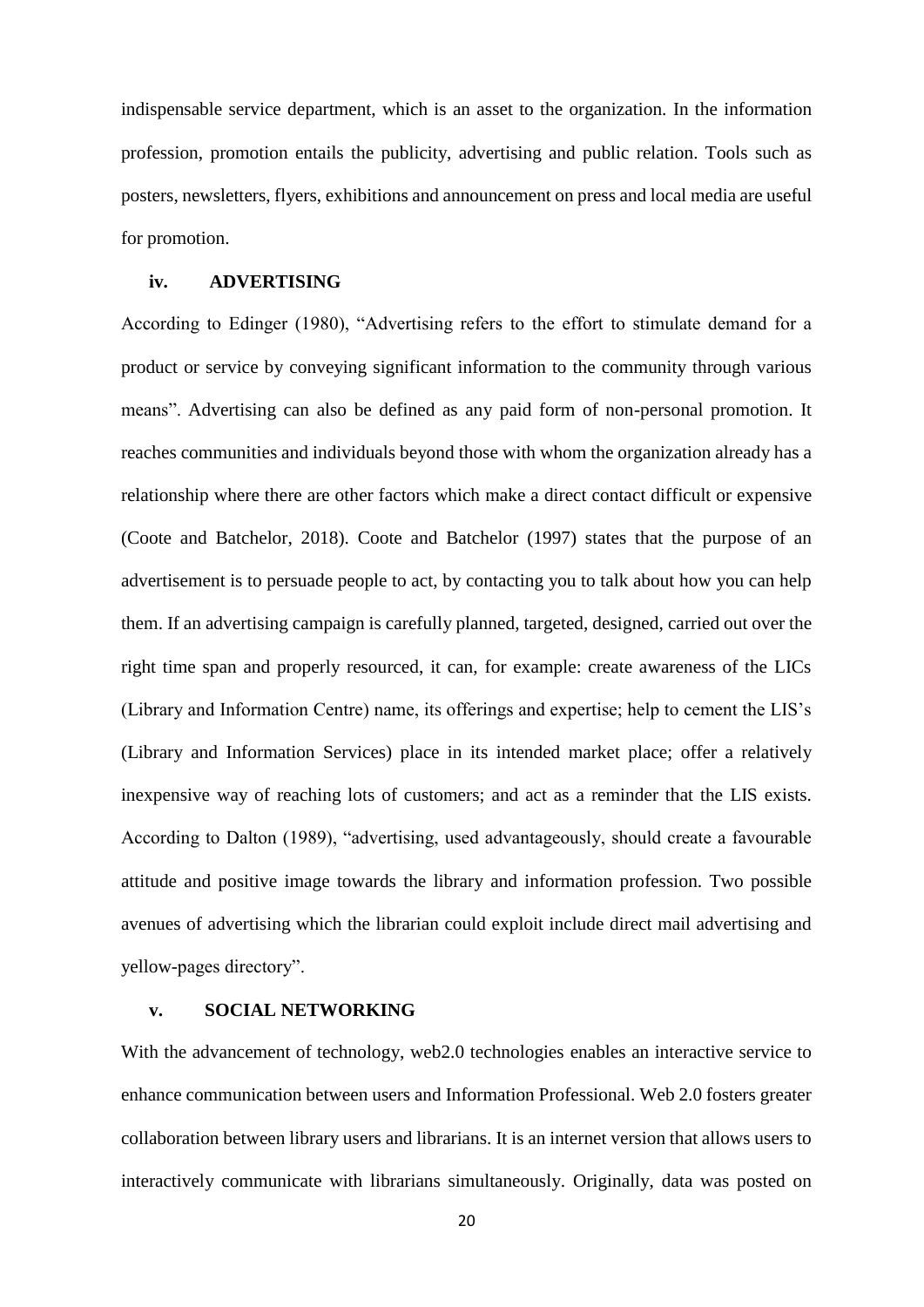indispensable service department, which is an asset to the organization. In the information profession, promotion entails the publicity, advertising and public relation. Tools such as posters, newsletters, flyers, exhibitions and announcement on press and local media are useful for promotion.

### iv. ADVERTISING

According to Edinger (1980), "Advertising refers to the effort to stimulate demand for a product or service by conveying significant information to the community through various means". Advertising can also be defined as any paid form of non-personal promotion. It reaches communities and individuals beyond those with whom the organization already has a relationship where there are other factors which make a direct contact difficult or expensive (Coote and Batchelor, 2018). Coote and Batchelor (1997) states that the purpose of an advertisement is to persuade people to act, by contacting you to talk about how you can help them. If an advertising campaign is carefully planned, targeted, designed, carried out over the right time span and properly resourced, it can, for example: create awareness of the LICs (Library and Information Centre) name, its offerings and expertise; help to cement the LIS's (Library and Information Services) place in its intended market place; offer a relatively inexpensive way of reaching lots of customers; and act as a reminder that the LIS exists. According to Dalton (1989), "advertising, used advantageously, should create a favourable attitude and positive image towards the library and information profession. Two possible avenues of advertising which the librarian could exploit include direct mail advertising and yellow-pages directory".

### v. SOCIAL NETWORKING

With the advancement of technology, web2.0 technologies enables an interactive service to enhance communication between users and Information Professional. Web 2.0 fosters greater collaboration between library users and librarians. It is an internet version that allows users to interactively communicate with librarians simultaneously. Originally, data was posted on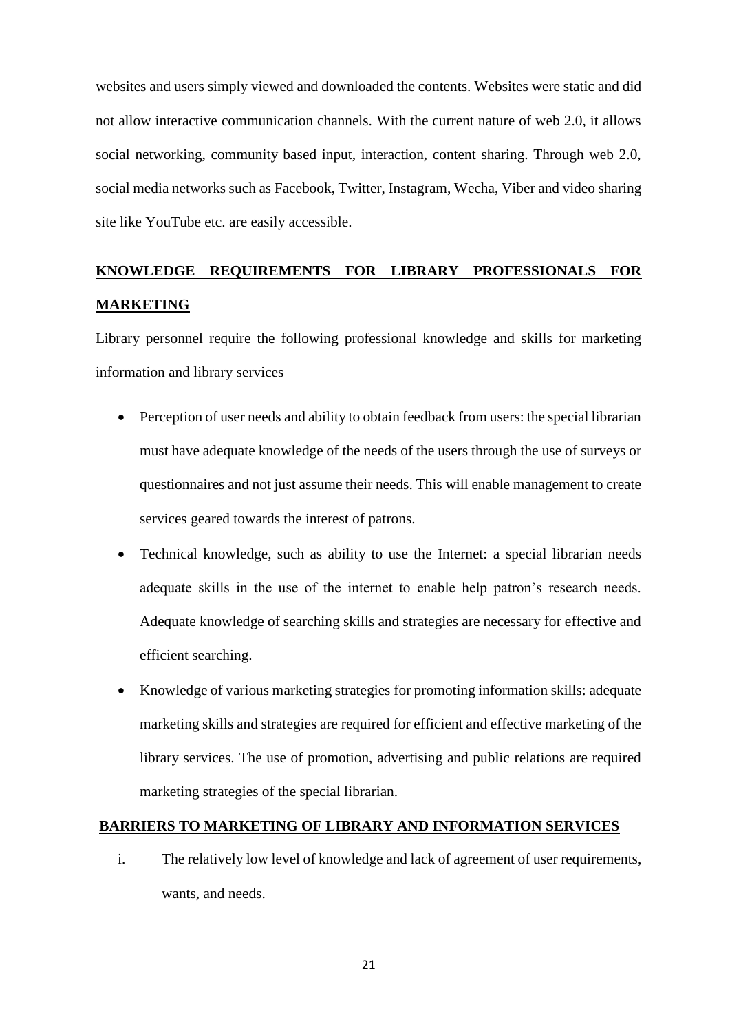websites and users simply viewed and downloaded the contents. Websites were static and did not allow interactive communication channels. With the current nature of web 2.0, it allows social networking, community based input, interaction, content sharing. Through web 2.0, social media networks such as Facebook, Twitter, Instagram, Wecha, Viber and video sharing site like YouTube etc. are easily accessible.

## KNOWLEDGE REQUIREMENTS FOR LIBRARY PROFESSIONALS FOR MARKETING

Library personnel require the following professional knowledge and skills for marketing information and library services

- Perception of user needs and ability to obtain feedback from users: the special librarian must have adequate knowledge of the needs of the users through the use of surveys or questionnaires and not just assume their needs. This will enable management to create services geared towards the interest of patrons.
- Technical knowledge, such as ability to use the Internet: a special librarian needs adequate skills in the use of the internet to enable help patron's research needs. Adequate knowledge of searching skills and strategies are necessary for effective and efficient searching.
- Knowledge of various marketing strategies for promoting information skills: adequate marketing skills and strategies are required for efficient and effective marketing of the library services. The use of promotion, advertising and public relations are required marketing strategies of the special librarian.

## BARRIERS TO MARKETING OF LIBRARY AND INFORMATION SERVICES

i. The relatively low level of knowledge and lack of agreement of user requirements, wants, and needs.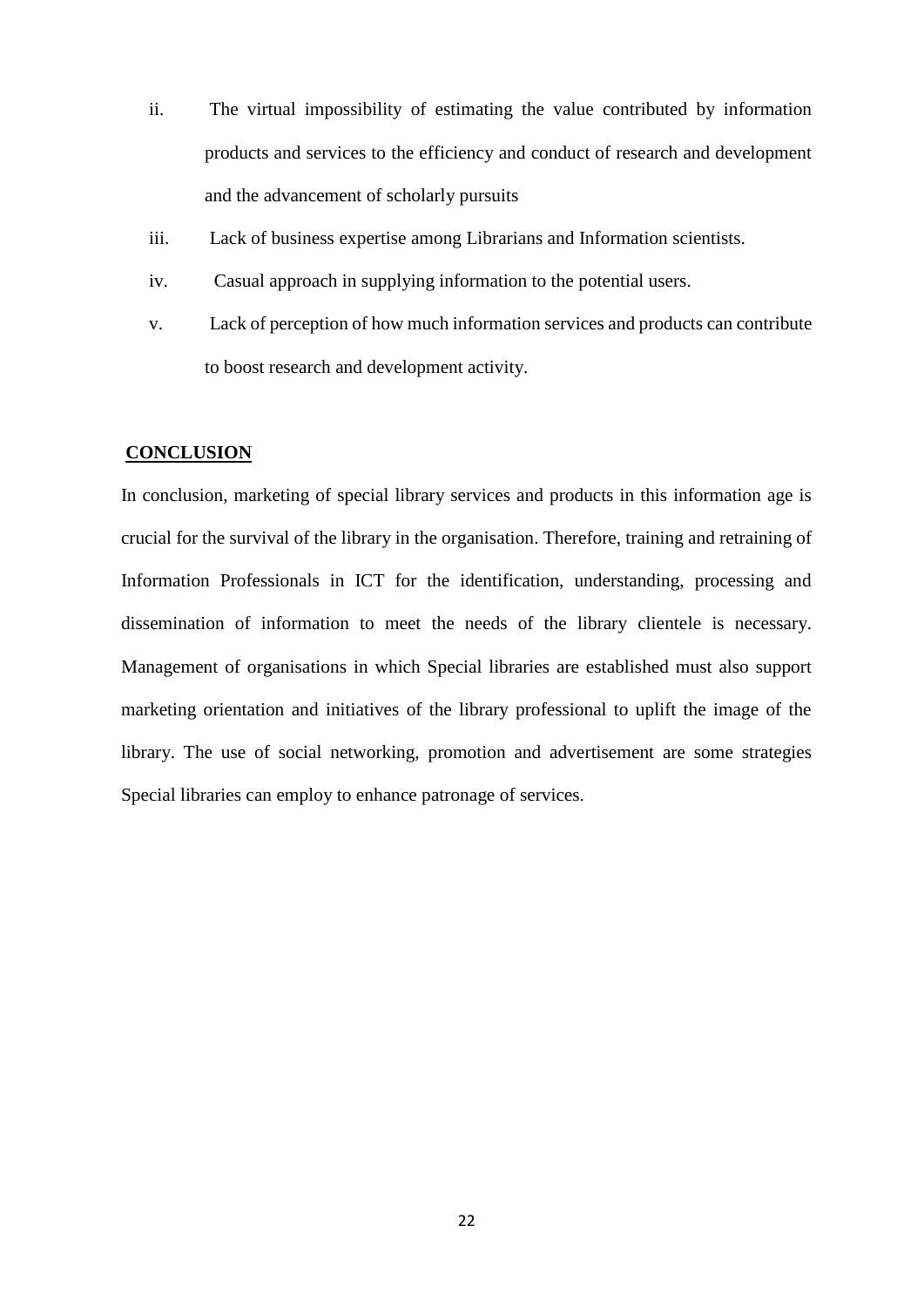ii. The virtual impossibility of estimating the value contributed by information products and services to the efficiency and conduct of research and development and the advancement of scholarly pursuits

iii. Lack of business expertise among Librarians and Information scientists.

iv. Casual approach in supplying information to the potential users.

v. Lack of perception of how much information services and products can contribute to boost research and development activity.

## CONCLUSION

In conclusion, marketing of special library services and products in this information age is crucial for the survival of the library in the organisation. Therefore, training and retraining of Information Professionals in ICT for the identification, understanding, processing and dissemination of information to meet the needs of the library clientele is necessary. Management of organisations in which Special libraries are established must also support marketing orientation and initiatives of the library professional to uplift the image of the library. The use of social networking, promotion and advertisement are some strategies Special libraries can employ to enhance patronage of services.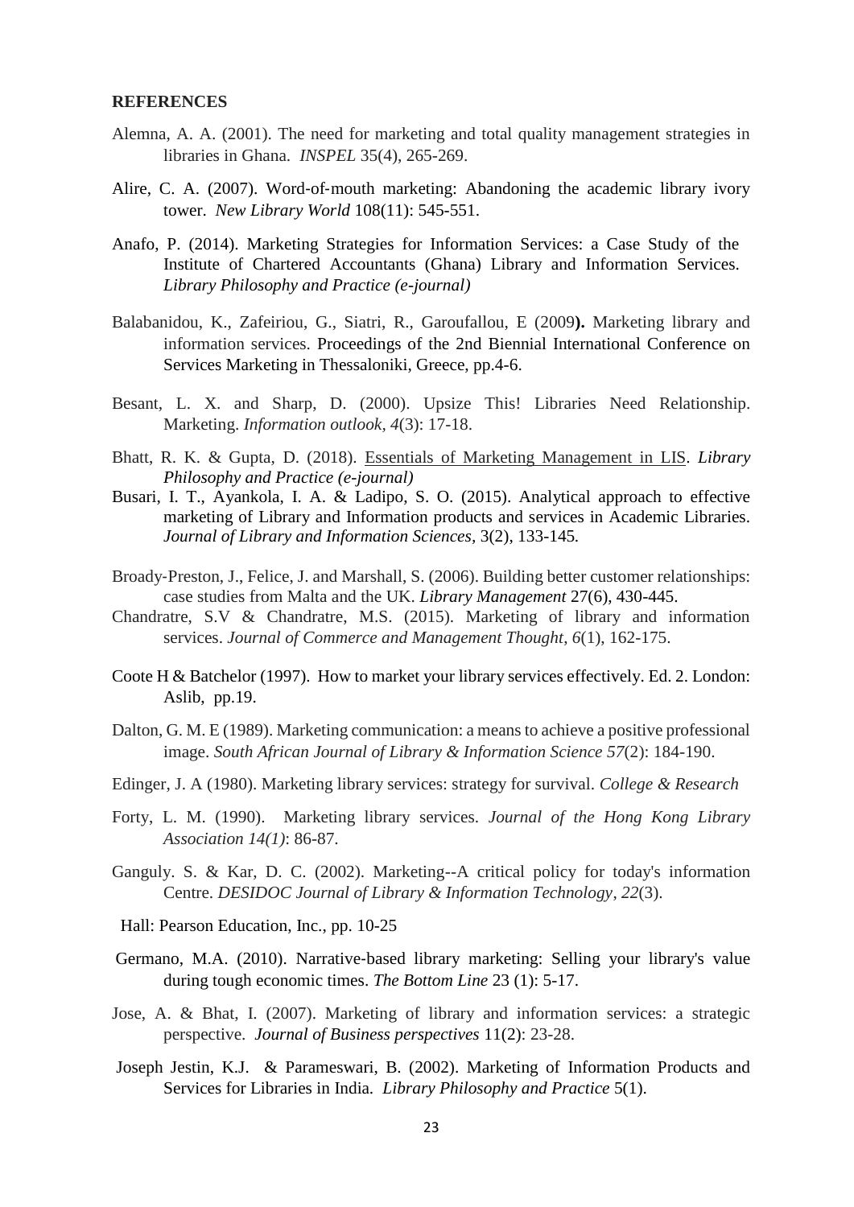## REFERENCES

Alemna, A. A. (2001). The need for marketing and total quality management strategies in libraries in Ghana. *INSPEL* 35(4), 265-269.

Alire, C. A. (2007). Word‐of‐mouth marketing: Abandoning the academic library ivory tower. *New Library World* 108(11): 545-551.

Anafo, P. (2014). Marketing Strategies for Information Services: a Case Study of the Institute of Chartered Accountants (Ghana) Library and Information Services. *Library Philosophy and Practice (e-journal)*

Balabanidou, K., Zafeiriou, G., Siatri, R., Garoufallou, E (2009**).** Marketing library and information services. Proceedings of the 2nd Biennial International Conference on Services Marketing in Thessaloniki, Greece, pp.4-6.

Besant, L. X. and Sharp, D. (2000). Upsize This! Libraries Need Relationship. Marketing. *Information outlook*, *4*(3): 17-18.

Bhatt, R. K. & Gupta, D. (2018). Essentials of Marketing Management in LIS. *Library Philosophy and Practice (e-journal)*

Busari, I. T., Ayankola, I. A. & Ladipo, S. O. (2015). Analytical approach to effective marketing of Library and Information products and services in Academic Libraries. *Journal of Library and Information Sciences*, 3(2), 133-145.

Broady‐Preston, J., Felice, J. and Marshall, S. (2006). Building better customer relationships: case studies from Malta and the UK. *Library Management* 27(6), 430-445.

Chandratre, S.V & Chandratre, M.S. (2015). Marketing of library and information services. *Journal of Commerce and Management Thought*, *6*(1), 162-175.

Coote H & Batchelor (1997). How to market your library services effectively. Ed. 2. London: Aslib, pp.19.

Dalton, G. M. E (1989). Marketing communication: a means to achieve a positive professional image. *South African Journal of Library & Information Science 57*(2): 184-190.

Edinger, J. A (1980). Marketing library services: strategy for survival. *College & Research*

Forty, L. M. (1990). Marketing library services. *Journal of the Hong Kong Library Association 14(1)*: 86-87.

Ganguly. S. & Kar, D. C. (2002). Marketing--A critical policy for today's information Centre. *DESIDOC Journal of Library & Information Technology*, *22*(3).

Hall: Pearson Education, Inc., pp. 10-25

Germano, M.A. (2010). Narrative‐based library marketing: Selling your library's value during tough economic times. *The Bottom Line* 23 (1): 5-17.

Jose, A. & Bhat, I. (2007). Marketing of library and information services: a strategic perspective. *Journal of Business perspectives* 11(2): 23-28.

Joseph Jestin, K.J. & Parameswari, B. (2002). Marketing of Information Products and Services for Libraries in India. *Library Philosophy and Practice* 5(1).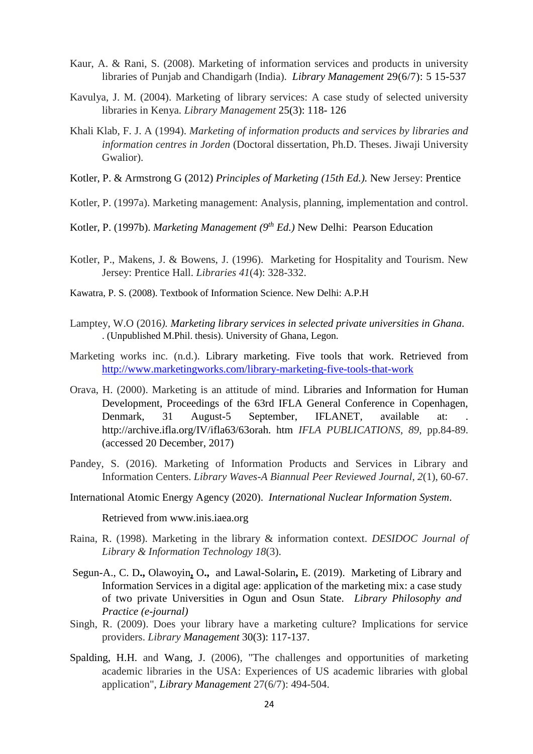Kaur, A. & Rani, S. (2008). Marketing of information services and products in university libraries of Punjab and Chandigarh (India). *Library Management* 29(6/7): 5 15-537

Kavulya, J. M. (2004). Marketing of library services: A case study of selected university libraries in Kenya. *Library Management* 25(3): 118- 126

Khali Klab, F. J. A (1994). *Marketing of information products and services by libraries and information centres in Jorden* (Doctoral dissertation, Ph.D. Theses. Jiwaji University Gwalior).

Kotler, P. & Armstrong G (2012) *Principles of Marketing (15th Ed.).* New Jersey: Prentice

Kotler, P. (1997a). Marketing management: Analysis, planning, implementation and control.

Kotler, P. (1997b). *Marketing Management (9th Ed.)* New Delhi: Pearson Education

Kotler, P., Makens, J. & Bowens, J. (1996). Marketing for Hospitality and Tourism. New Jersey: Prentice Hall. *Libraries 41*(4): 328-332.

Kawatra, P. S. (2008). Textbook of Information Science. New Delhi: A.P.H

Lamptey, W.O (2016*). Marketing library services in selected private universities in Ghana*. . (Unpublished M.Phil. thesis). University of Ghana, Legon.

Marketing works inc. (n.d.). Library marketing. Five tools that work. Retrieved from http://www.marketingworks.com/library-marketing-five-tools-that-work

Orava, H. (2000). Marketing is an attitude of mind. Libraries and Information for Human Development, Proceedings of the 63rd IFLA General Conference in Copenhagen, Denmark, 31 August-5 September, IFLANET, available at: . http://archive.ifla.org/IV/ifla63/63orah. htm *IFLA PUBLICATIONS*, *89*, pp.84-89. (accessed 20 December, 2017)

Pandey, S. (2016). Marketing of Information Products and Services in Library and Information Centers. *Library Waves-A Biannual Peer Reviewed Journal*, *2*(1), 60-67.

International Atomic Energy Agency (2020). *International Nuclear Information System*.

Retrieved from www.inis.iaea.org

Raina, R. (1998). Marketing in the library & information context. *DESIDOC Journal of Library & Information Technology 18*(3).

Segun-A., C. D**.,** Olawoyin**,** O**.,** and Lawal-Solarin**,** E. (2019). Marketing of Library and Information Services in a digital age: application of the marketing mix: a case study of two private Universities in Ogun and Osun State. *Library Philosophy and Practice (e-journal)*

Singh, R. (2009). Does your library have a marketing culture? Implications for service providers. *Library Management* 30(3): 117-137.

Spalding, H.H. and Wang, J. (2006), "The challenges and opportunities of marketing academic libraries in the USA: Experiences of US academic libraries with global application", *Library Management* 27(6/7): 494-504.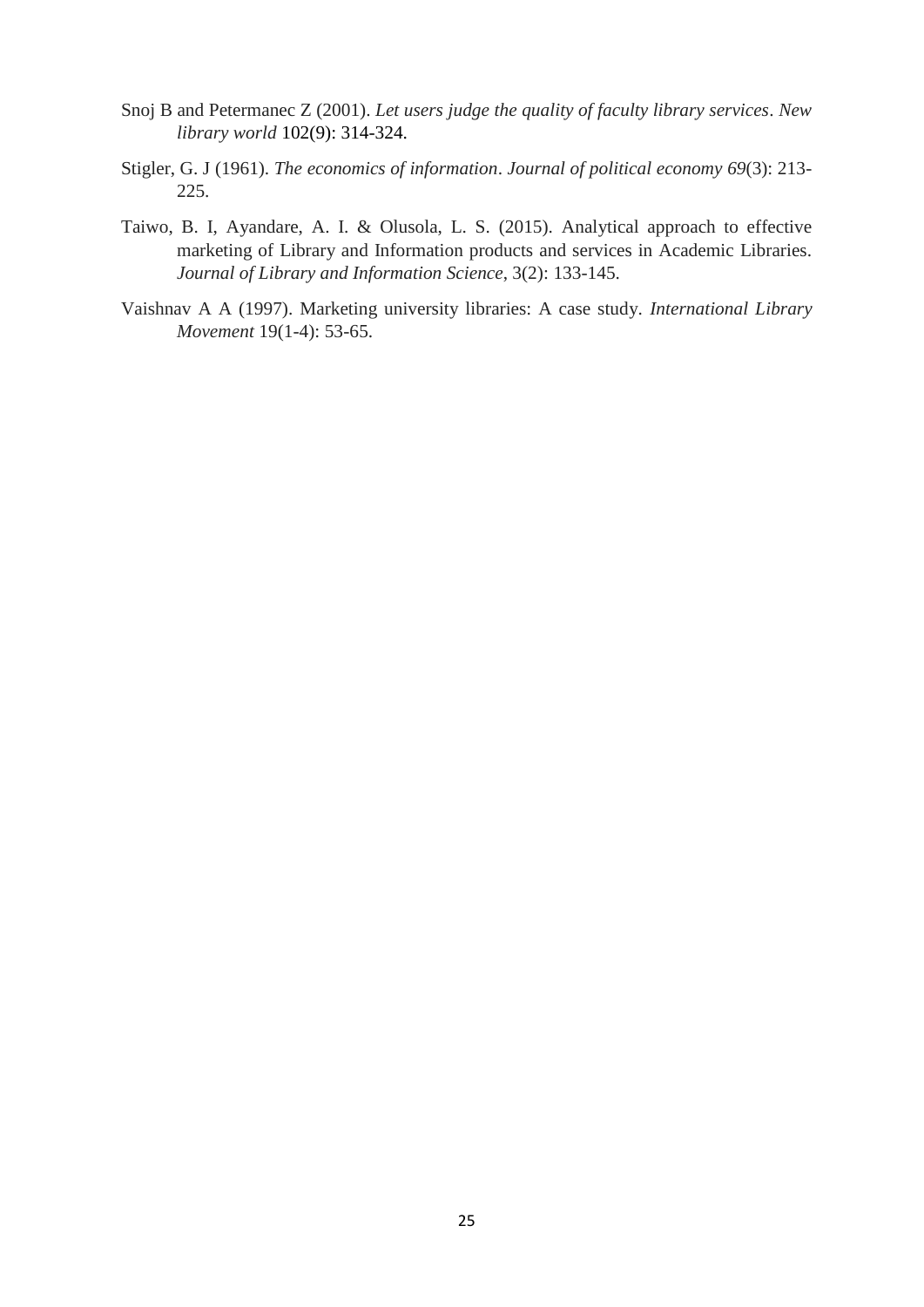Snoj B and Petermanec Z (2001). *Let users judge the quality of faculty library services*. *New library world* 102(9): 314-324.

Stigler, G. J (1961). *The economics of information*. *Journal of political economy 69*(3): 213-225.

Taiwo, B. I, Ayandare, A. I. & Olusola, L. S. (2015). Analytical approach to effective marketing of Library and Information products and services in Academic Libraries. *Journal of Library and Information Science*, 3(2): 133-145.

Vaishnav A A (1997). Marketing university libraries: A case study. *International Library Movement* 19(1-4): 53-65.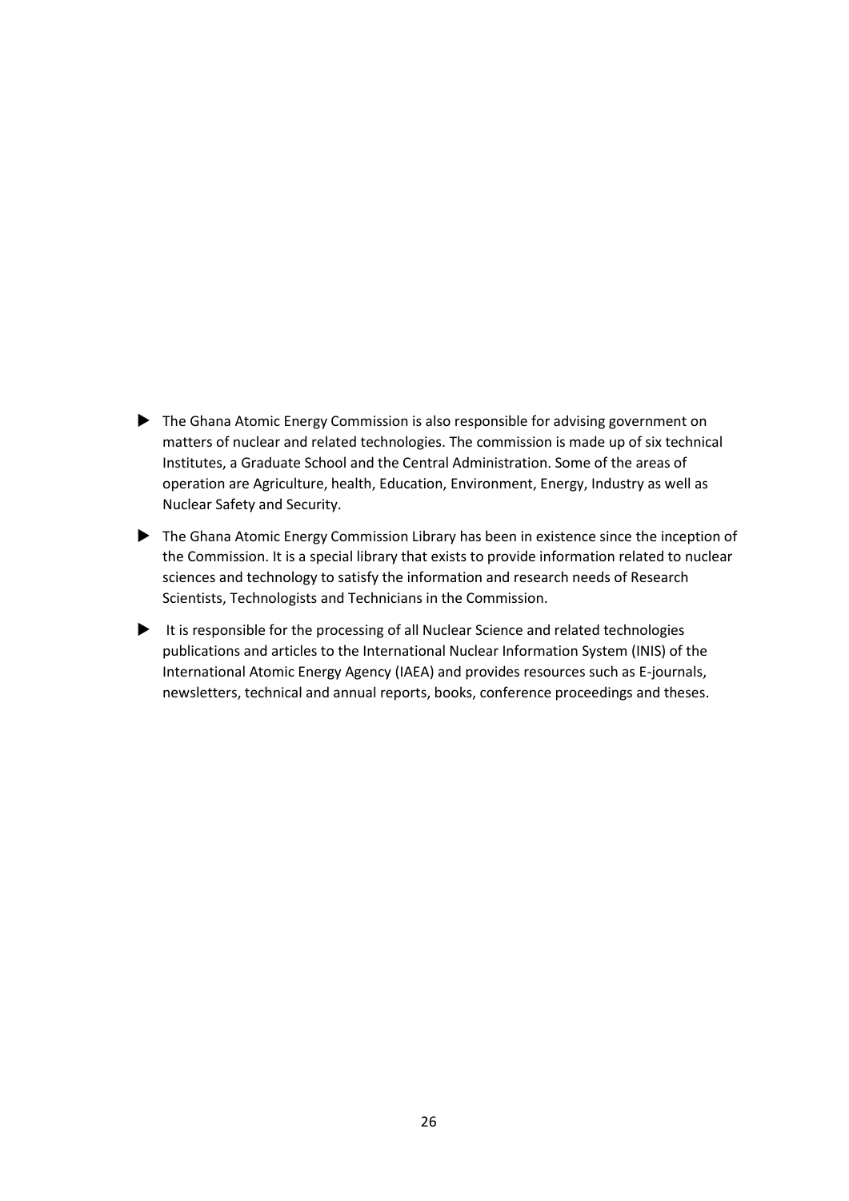- The Ghana Atomic Energy Commission is also responsible for advising government on matters of nuclear and related technologies. The commission is made up of six technical Institutes, a Graduate School and the Central Administration. Some of the areas of operation are Agriculture, health, Education, Environment, Energy, Industry as well as Nuclear Safety and Security.

- The Ghana Atomic Energy Commission Library has been in existence since the inception of the Commission. It is a special library that exists to provide information related to nuclear sciences and technology to satisfy the information and research needs of Research Scientists, Technologists and Technicians in the Commission.

- It is responsible for the processing of all Nuclear Science and related technologies publications and articles to the International Nuclear Information System (INIS) of the International Atomic Energy Agency (IAEA) and provides resources such as E-journals, newsletters, technical and annual reports, books, conference proceedings and theses.